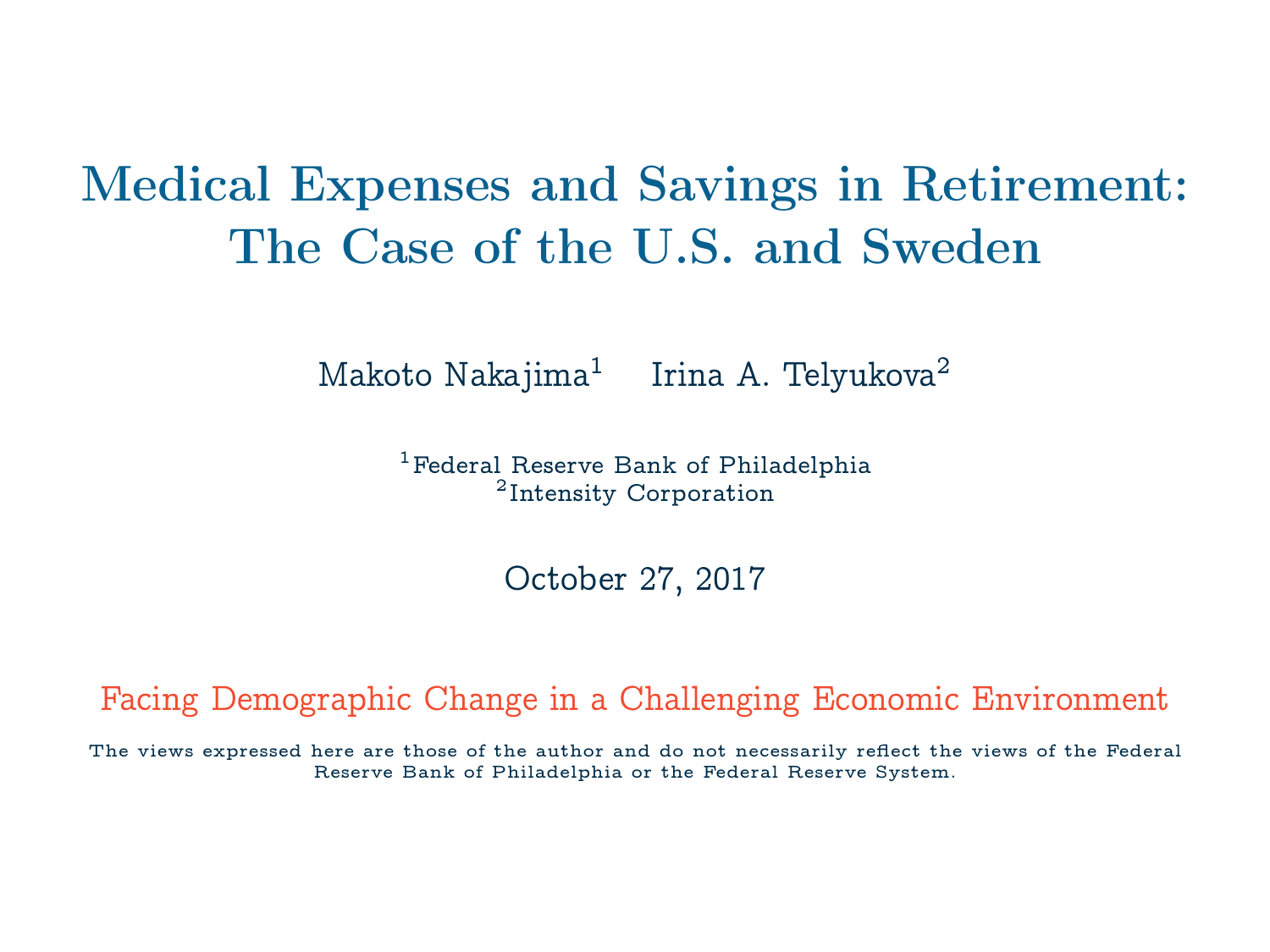# Medical Expenses and Savings in Retirement: The Case of the U.S. and Sweden

Makoto Nakajima[1] Irina A. Telyukova[2]

[1]Federal Reserve Bank of Philadelphia
[2]Intensity Corporation

October 27, 2017

Facing Demographic Change in a Challenging Economic Environment

The views expressed here are those of the author and do not necessarily reflect the views of the Federal Reserve Bank of Philadelphia or the Federal Reserve System.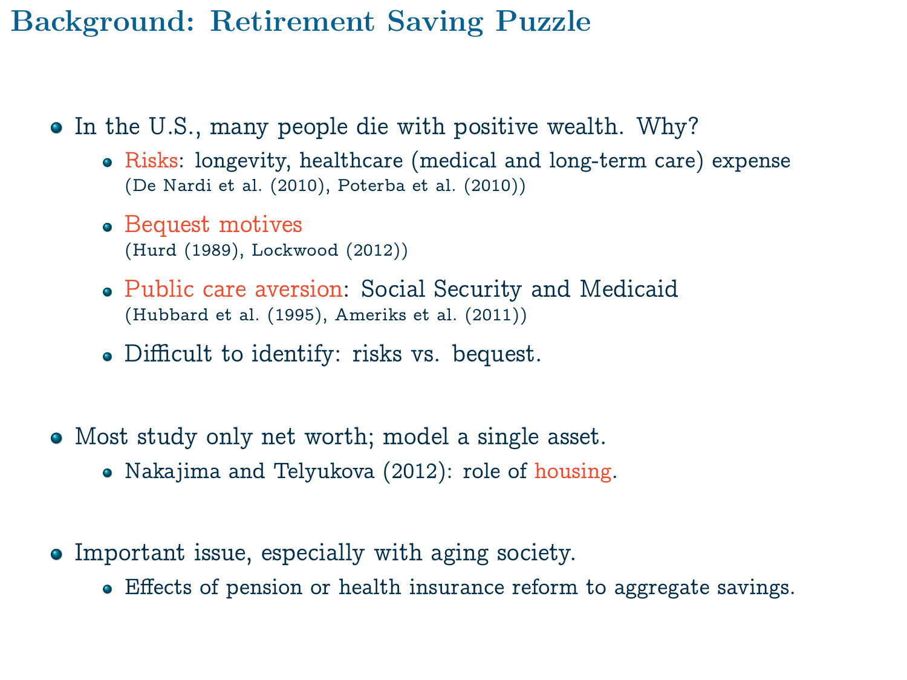# Background: Retirement Saving Puzzle

- In the U.S., many people die with positive wealth. Why?
  - Risks: longevity, healthcare (medical and long-term care) expense (De Nardi et al. (2010), Poterba et al. (2010))
  - Bequest motives (Hurd (1989), Lockwood (2012))
  - Public care aversion: Social Security and Medicaid (Hubbard et al. (1995), Ameriks et al. (2011))
  - Difficult to identify: risks vs. bequest.
- Most study only net worth; model a single asset.
  - Nakajima and Telyukova (2012): role of housing.
- Important issue, especially with aging society.
  - Effects of pension or health insurance reform to aggregate savings.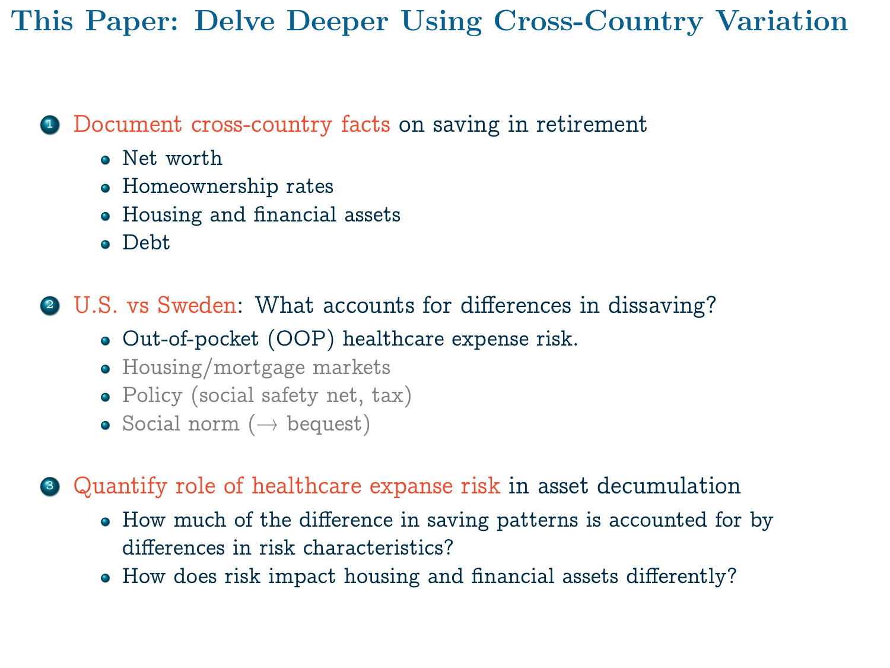# This Paper: Delve Deeper Using Cross-Country Variation

1. Document cross-country facts on saving in retirement
   - Net worth
   - Homeownership rates
   - Housing and financial assets
   - Debt

2. U.S. vs Sweden: What accounts for differences in dissaving?
   - Out-of-pocket (OOP) healthcare expense risk.
   - Housing/mortgage markets
   - Policy (social safety net, tax)
   - Social norm ($\rightarrow$ bequest)

3. Quantify role of healthcare expanse risk in asset decumulation
   - How much of the difference in saving patterns is accounted for by differences in risk characteristics?
   - How does risk impact housing and financial assets differently?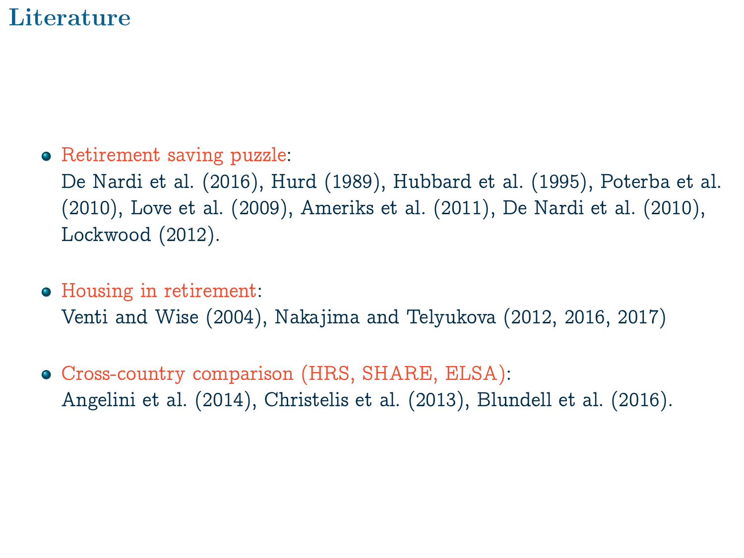# Literature

- Retirement saving puzzle:
  De Nardi et al. (2016), Hurd (1989), Hubbard et al. (1995), Poterba et al. (2010), Love et al. (2009), Ameriks et al. (2011), De Nardi et al. (2010), Lockwood (2012).

- Housing in retirement:
  Venti and Wise (2004), Nakajima and Telyukova (2012, 2016, 2017)

- Cross-country comparison (HRS, SHARE, ELSA):
  Angelini et al. (2014), Christelis et al. (2013), Blundell et al. (2016).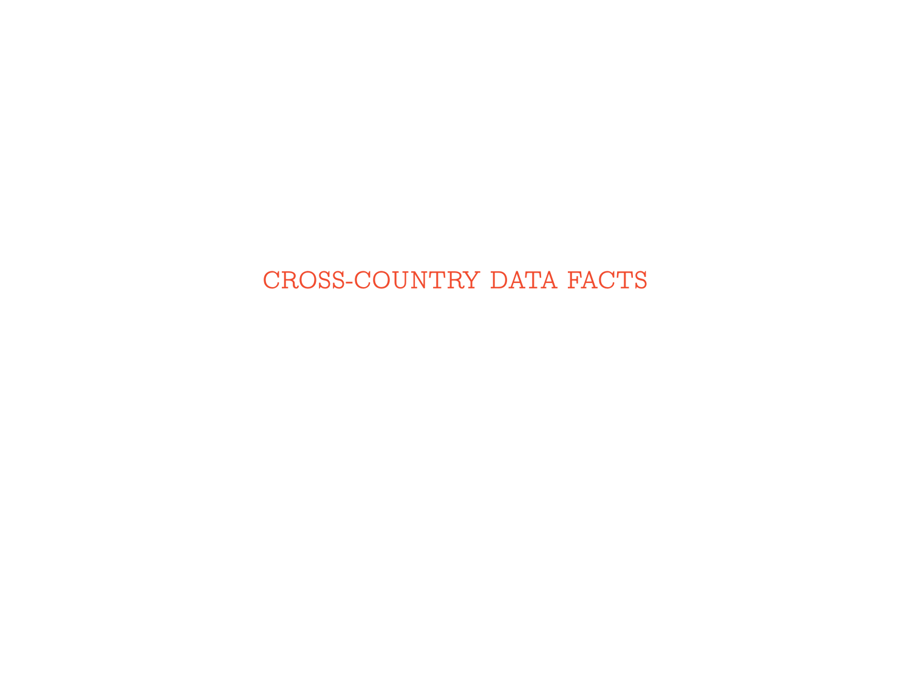# CROSS-COUNTRY DATA FACTS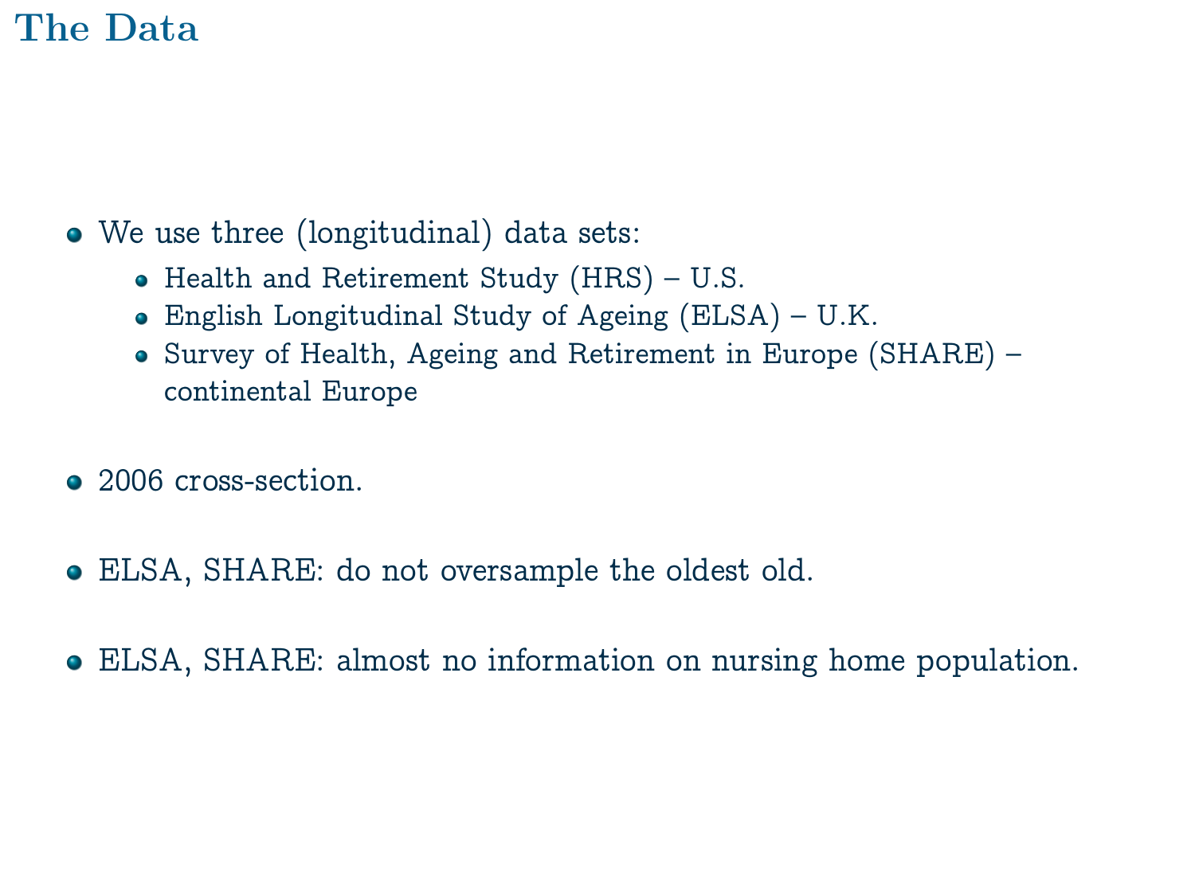# The Data

- We use three (longitudinal) data sets:
  - Health and Retirement Study (HRS) – U.S.
  - English Longitudinal Study of Ageing (ELSA) – U.K.
  - Survey of Health, Ageing and Retirement in Europe (SHARE) – continental Europe
- 2006 cross-section.
- ELSA, SHARE: do not oversample the oldest old.
- ELSA, SHARE: almost no information on nursing home population.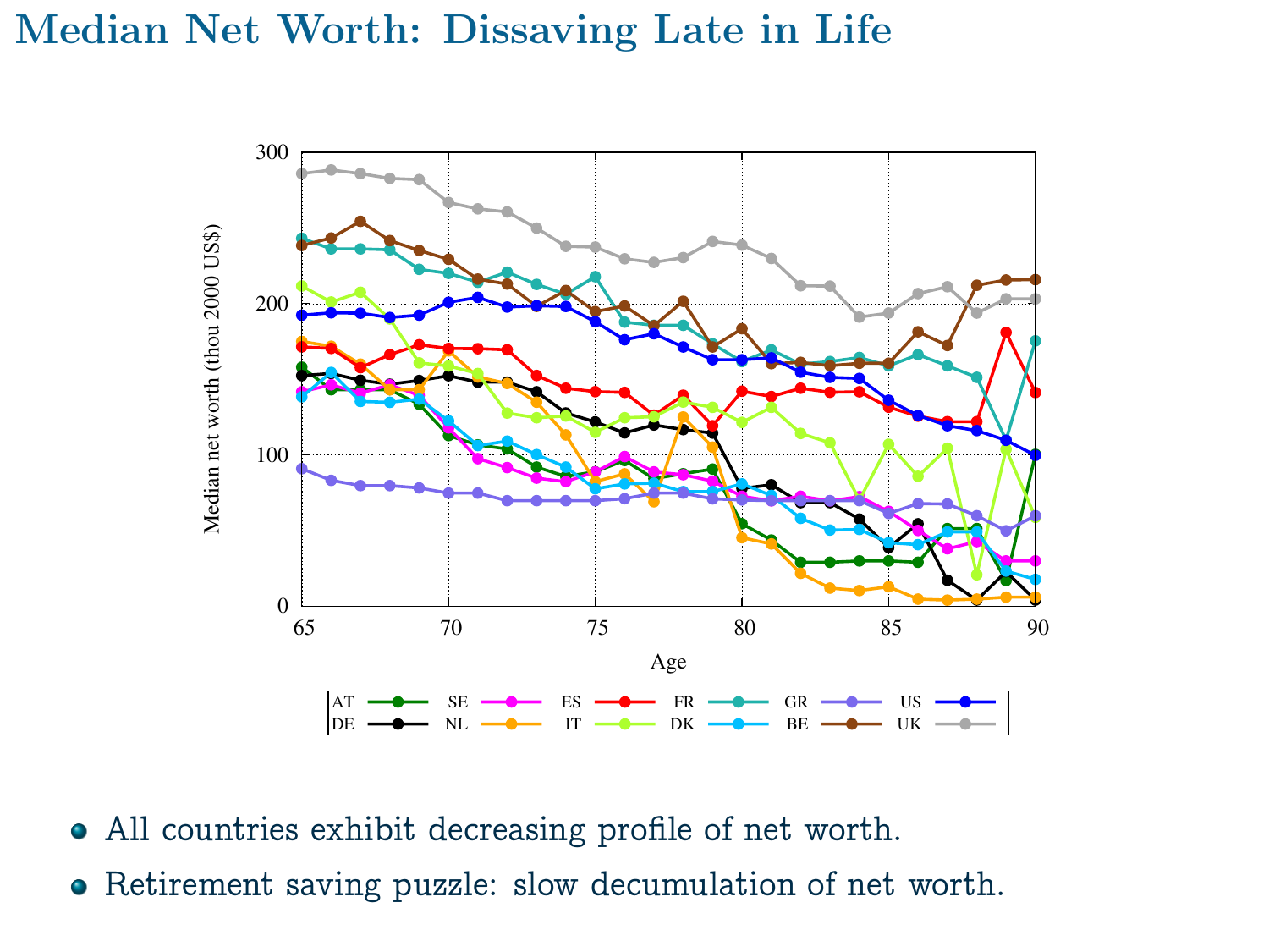# Median Net Worth: Dissaving Late in Life

- All countries exhibit decreasing profile of net worth.
- Retirement saving puzzle: slow decumulation of net worth.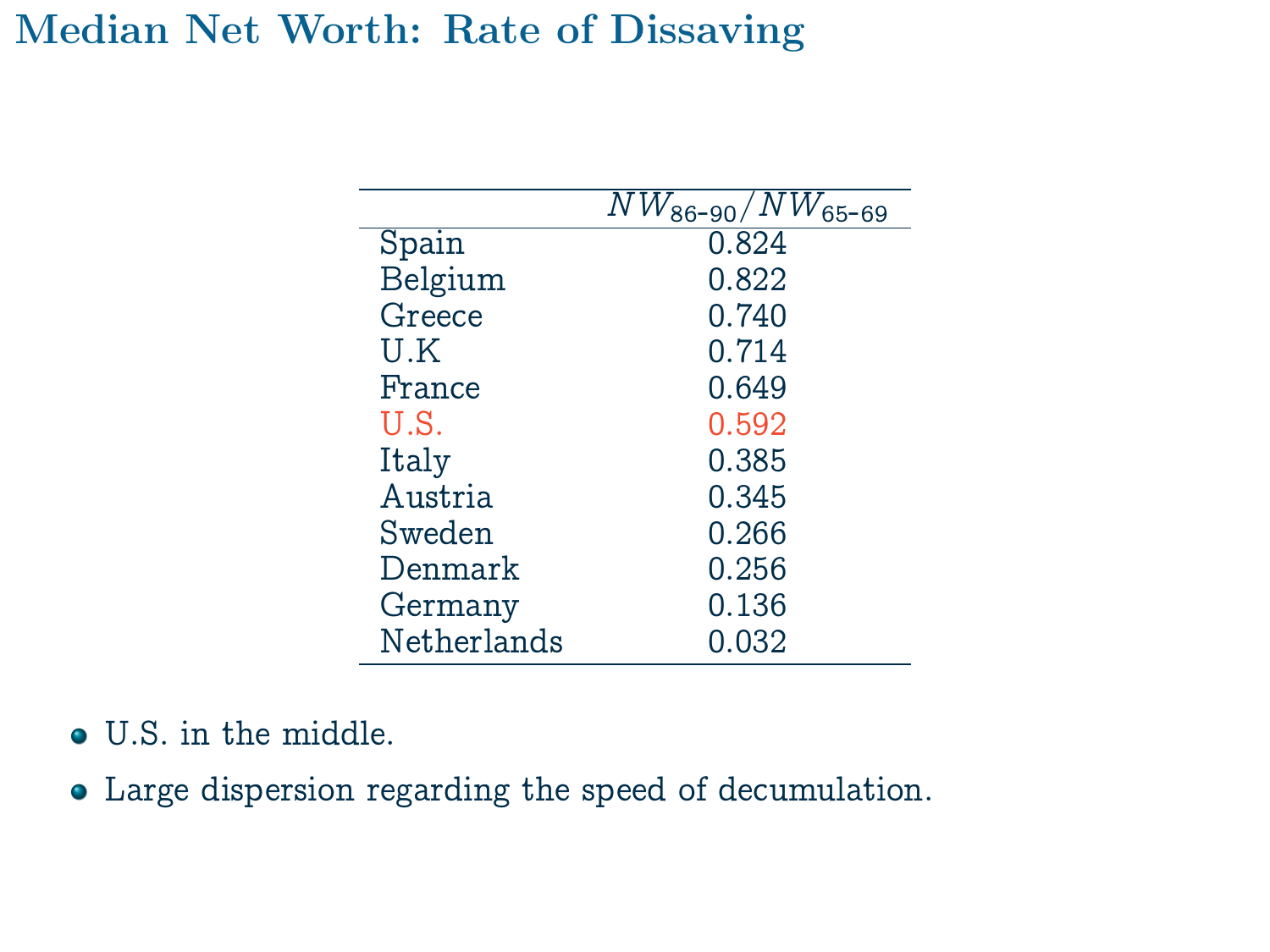# Median Net Worth: Rate of Dissaving

| | $NW_{86\text{-}90}/NW_{65\text{-}69}$ |
|---|---|
| Spain | 0.824 |
| Belgium | 0.822 |
| Greece | 0.740 |
| U.K | 0.714 |
| France | 0.649 |
| U.S. | 0.592 |
| Italy | 0.385 |
| Austria | 0.345 |
| Sweden | 0.266 |
| Denmark | 0.256 |
| Germany | 0.136 |
| Netherlands | 0.032 |

- U.S. in the middle.
- Large dispersion regarding the speed of decumulation.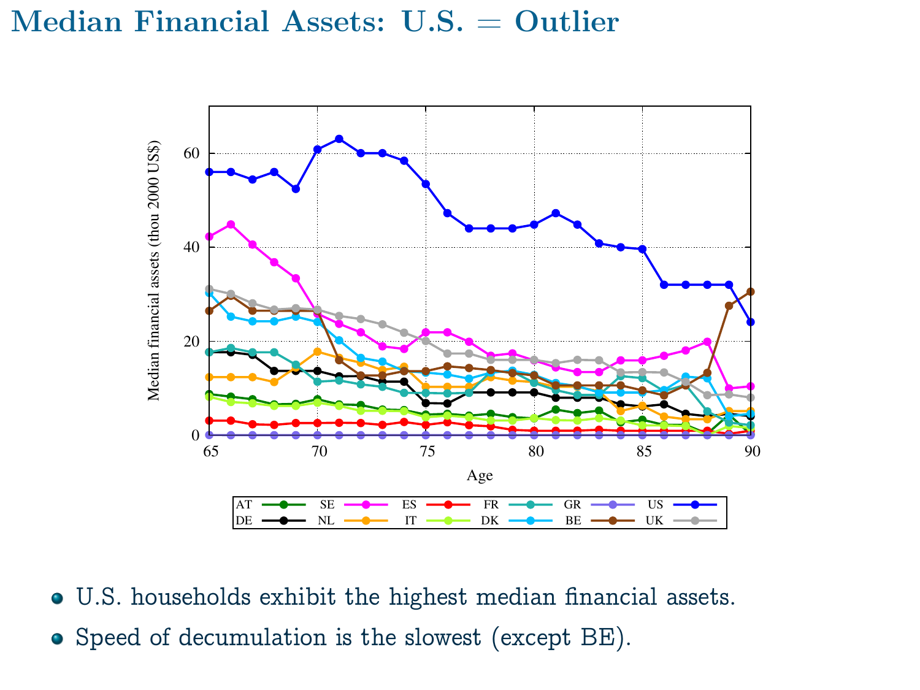# Median Financial Assets: U.S. = Outlier

- U.S. households exhibit the highest median financial assets.
- Speed of decumulation is the slowest (except BE).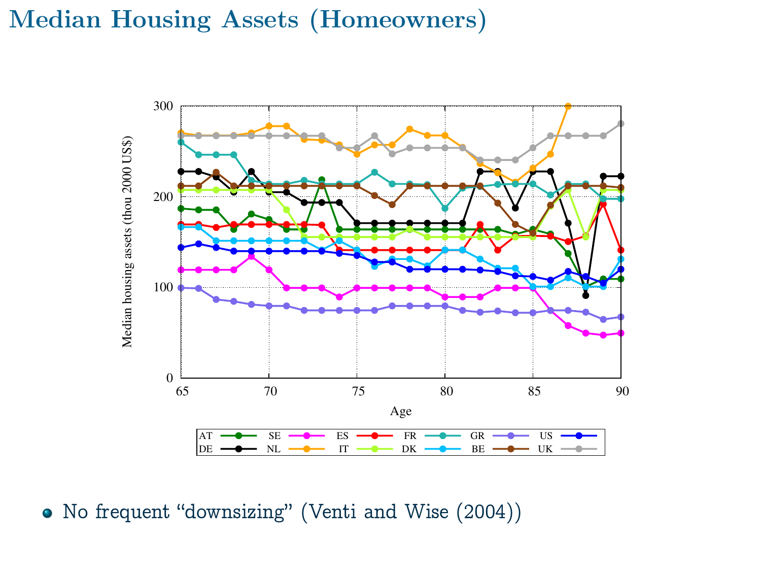# Median Housing Assets (Homeowners)

- No frequent "downsizing" (Venti and Wise (2004))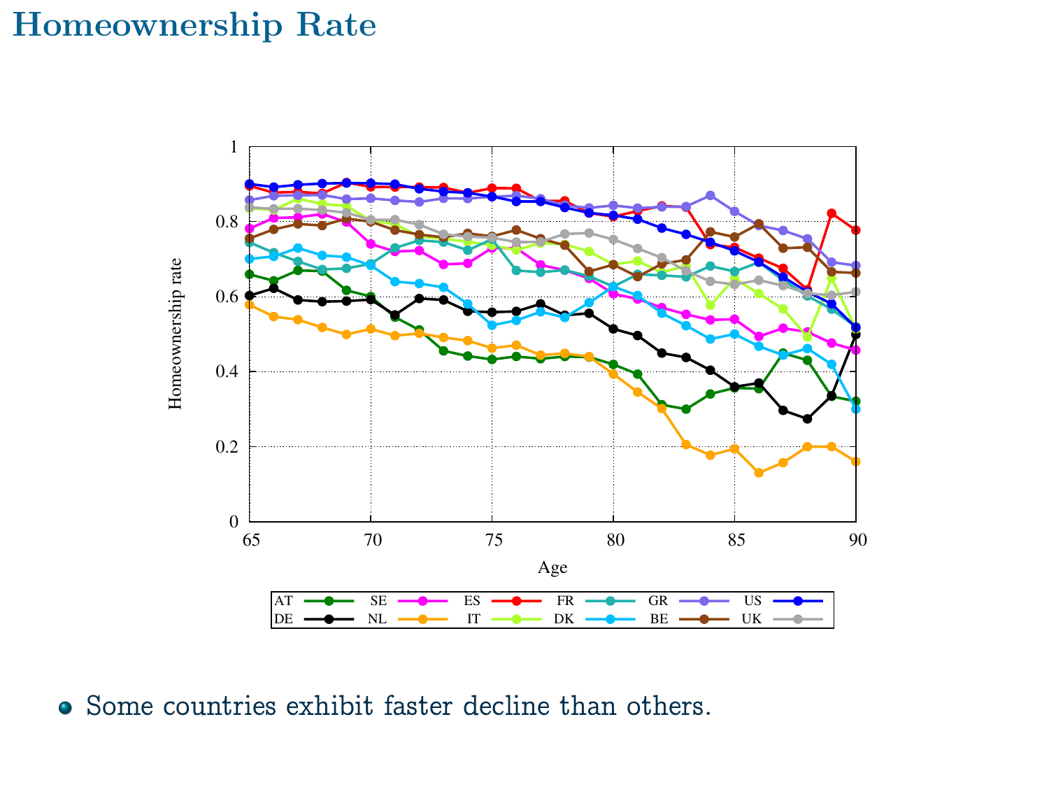# Homeownership Rate

- Some countries exhibit faster decline than others.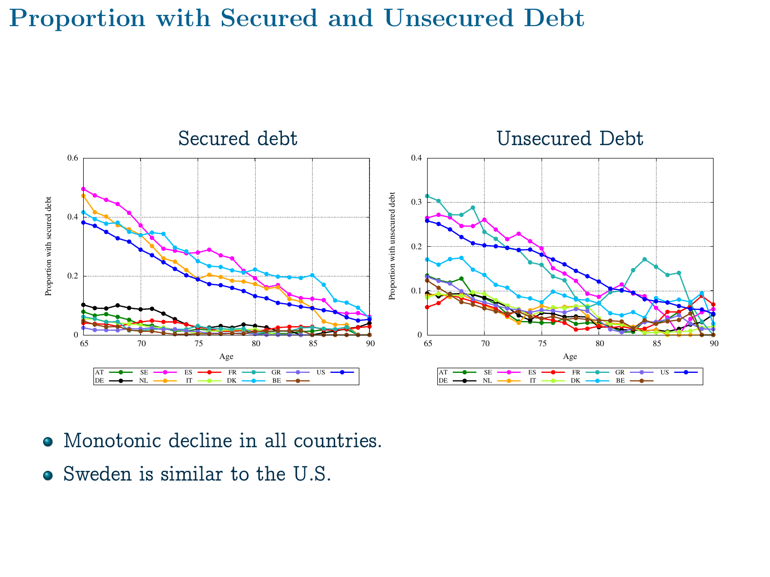# Proportion with Secured and Unsecured Debt

- Monotonic decline in all countries.
- Sweden is similar to the U.S.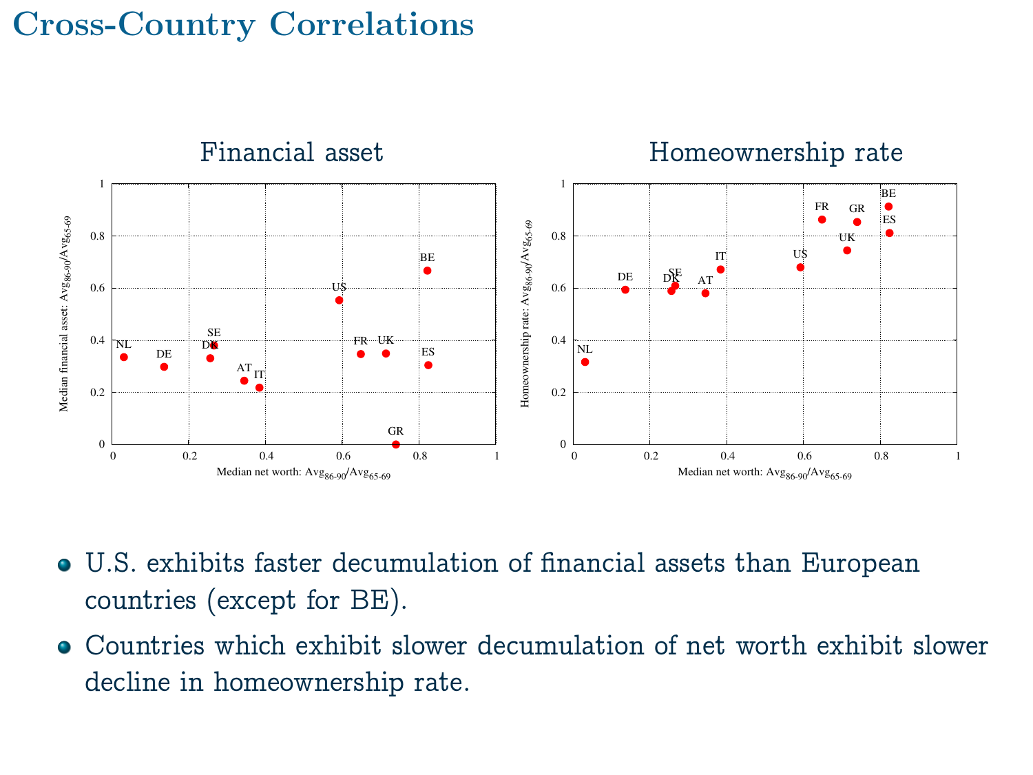# Cross-Country Correlations

### Financial asset

### Homeownership rate

- U.S. exhibits faster decumulation of financial assets than European countries (except for BE).
- Countries which exhibit slower decumulation of net worth exhibit slower decline in homeownership rate.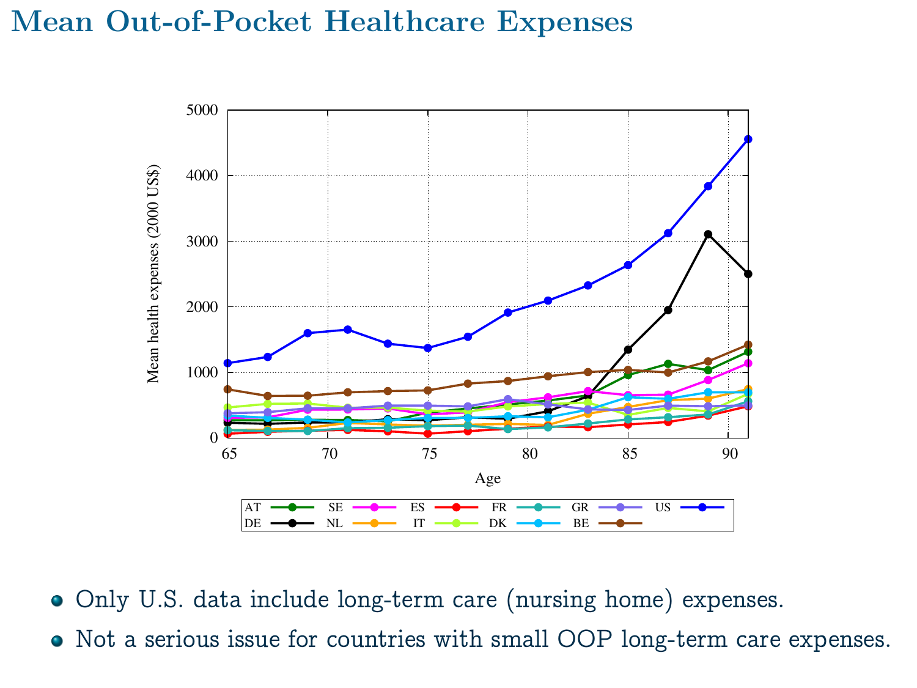# Mean Out-of-Pocket Healthcare Expenses

- Only U.S. data include long-term care (nursing home) expenses.
- Not a serious issue for countries with small OOP long-term care expenses.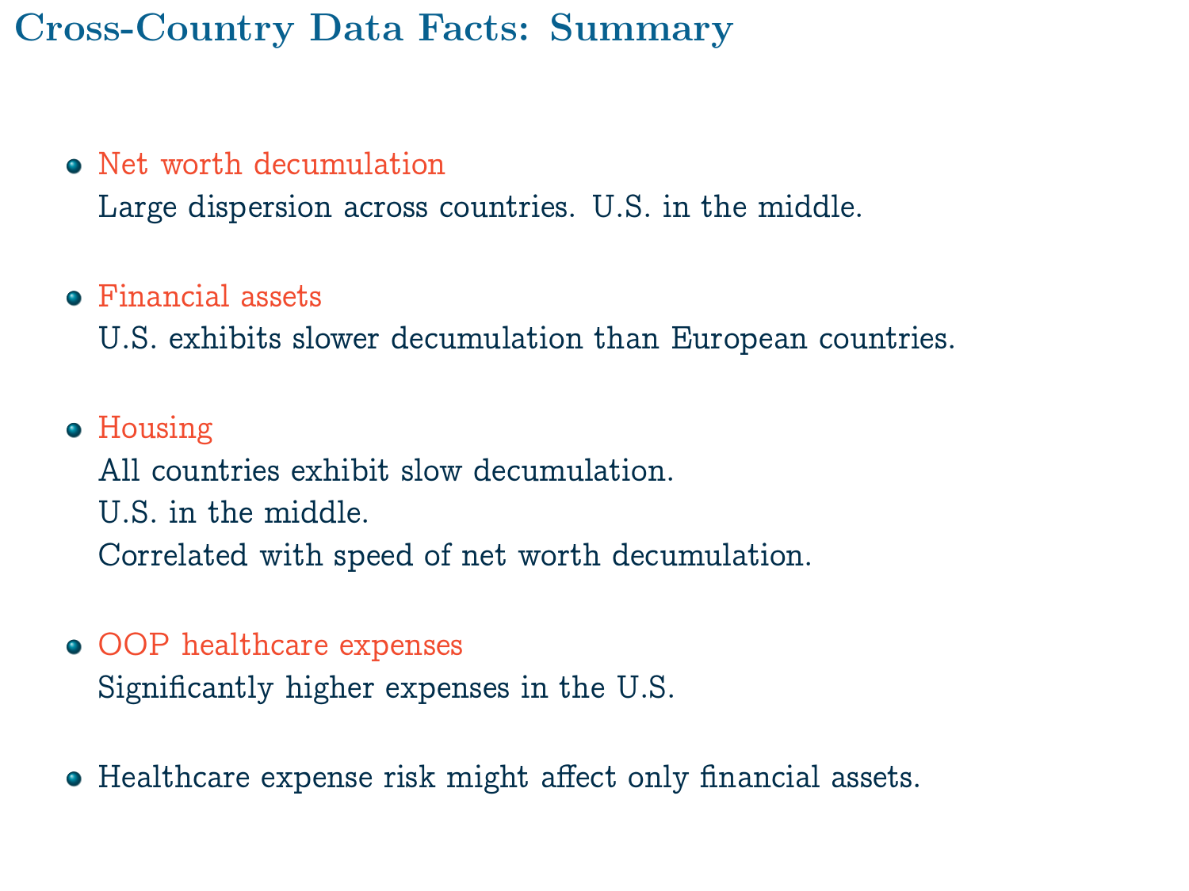# Cross-Country Data Facts: Summary

- **Net worth decumulation**
  Large dispersion across countries. U.S. in the middle.

- **Financial assets**
  U.S. exhibits slower decumulation than European countries.

- **Housing**
  All countries exhibit slow decumulation.
  U.S. in the middle.
  Correlated with speed of net worth decumulation.

- **OOP healthcare expenses**
  Significantly higher expenses in the U.S.

- Healthcare expense risk might affect only financial assets.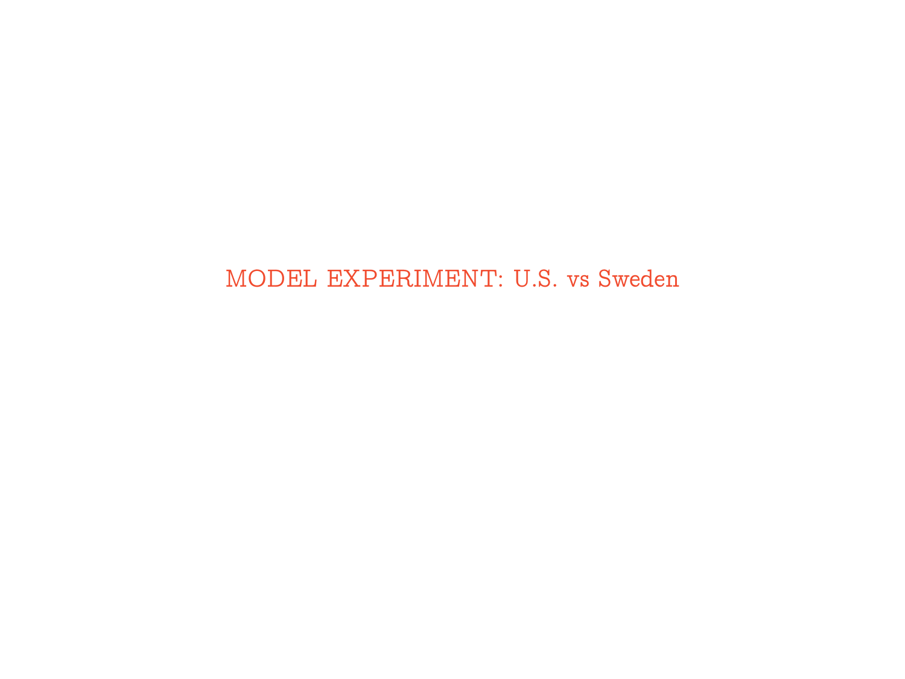# MODEL EXPERIMENT: U.S. vs Sweden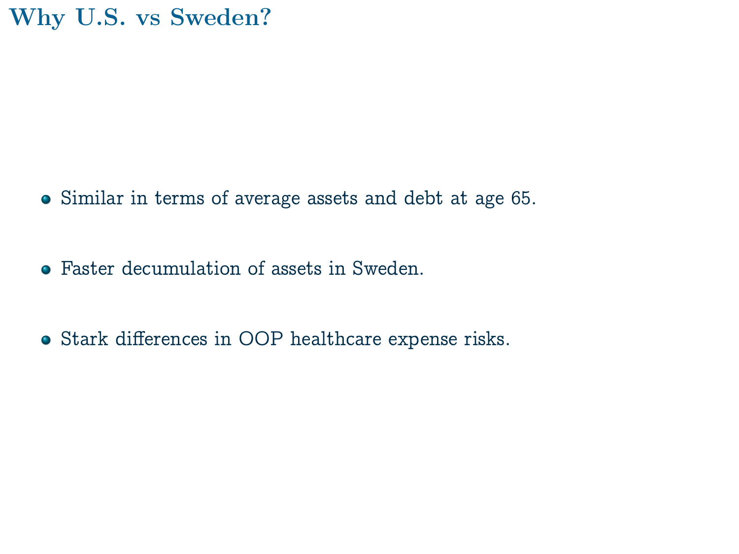# Why U.S. vs Sweden?

- Similar in terms of average assets and debt at age 65.
- Faster decumulation of assets in Sweden.
- Stark differences in OOP healthcare expense risks.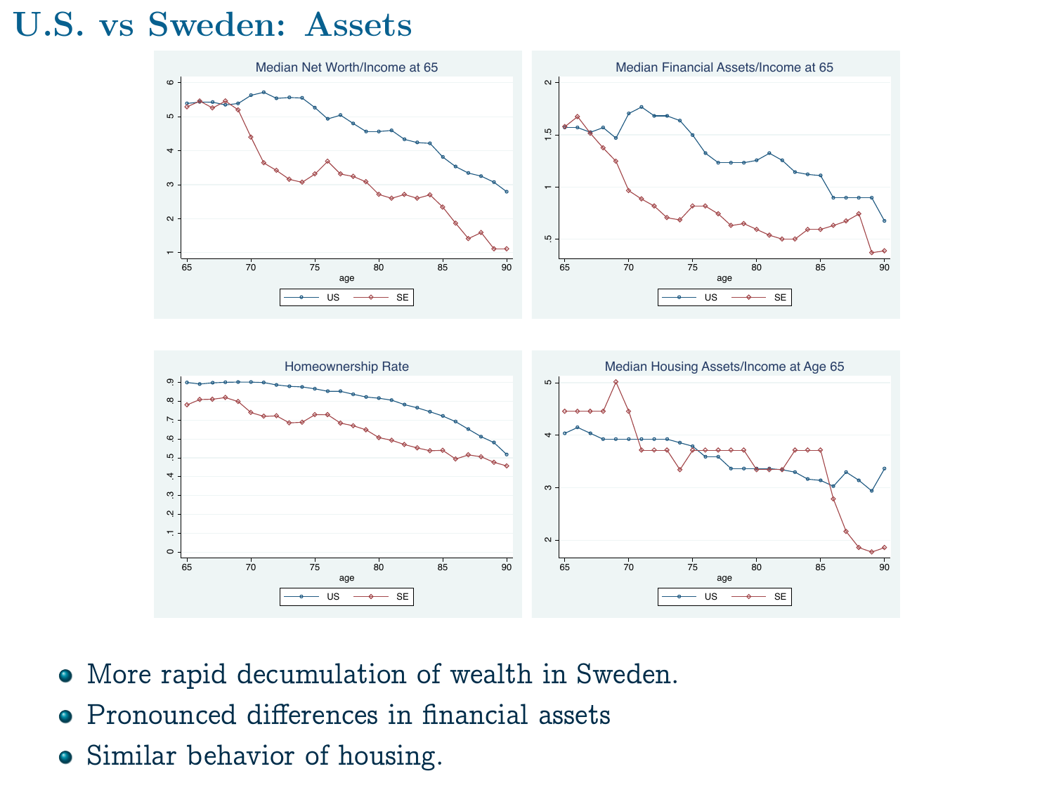# U.S. vs Sweden: Assets

- More rapid decumulation of wealth in Sweden.
- Pronounced differences in financial assets
- Similar behavior of housing.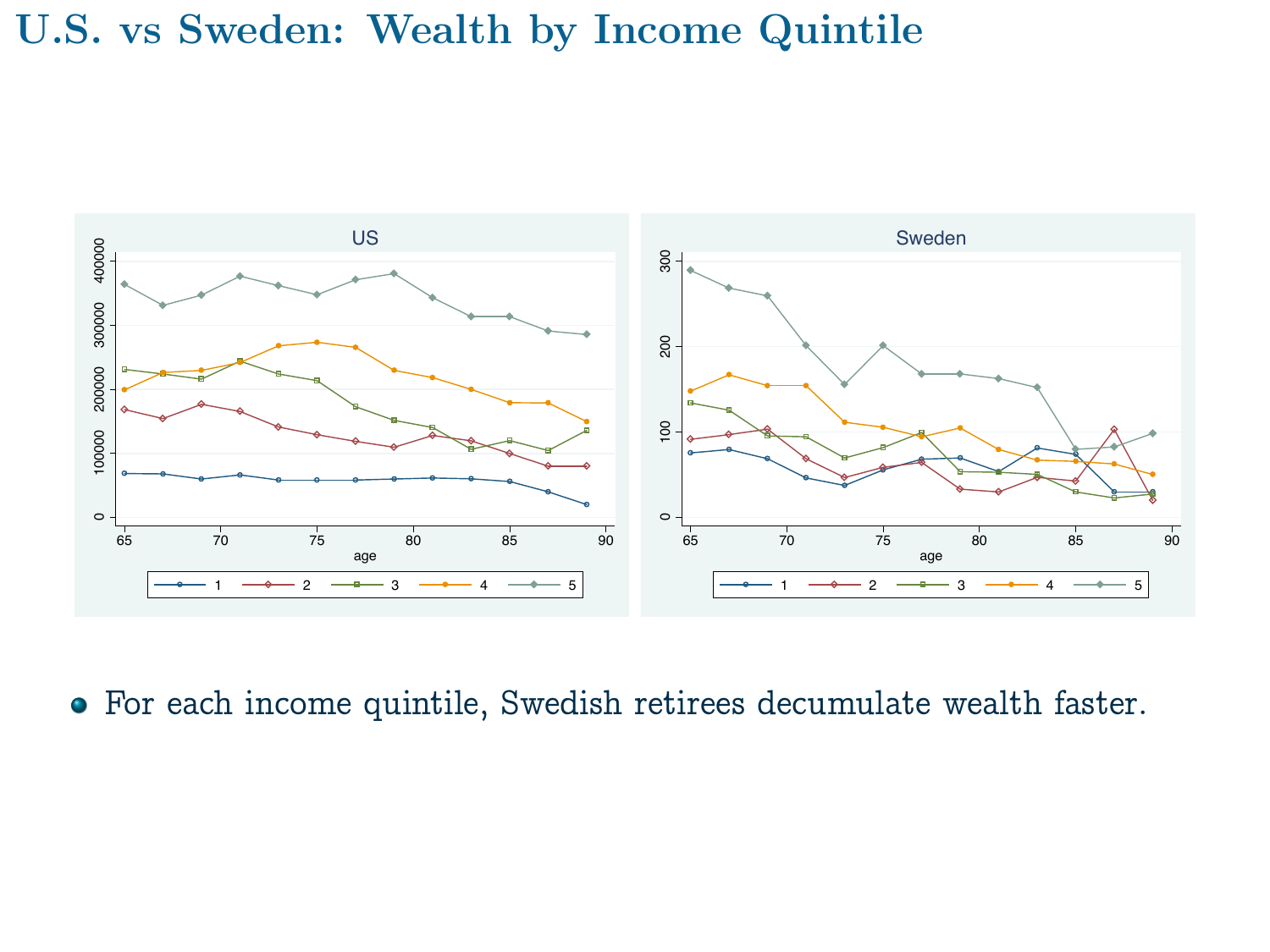# U.S. vs Sweden: Wealth by Income Quintile

- For each income quintile, Swedish retirees decumulate wealth faster.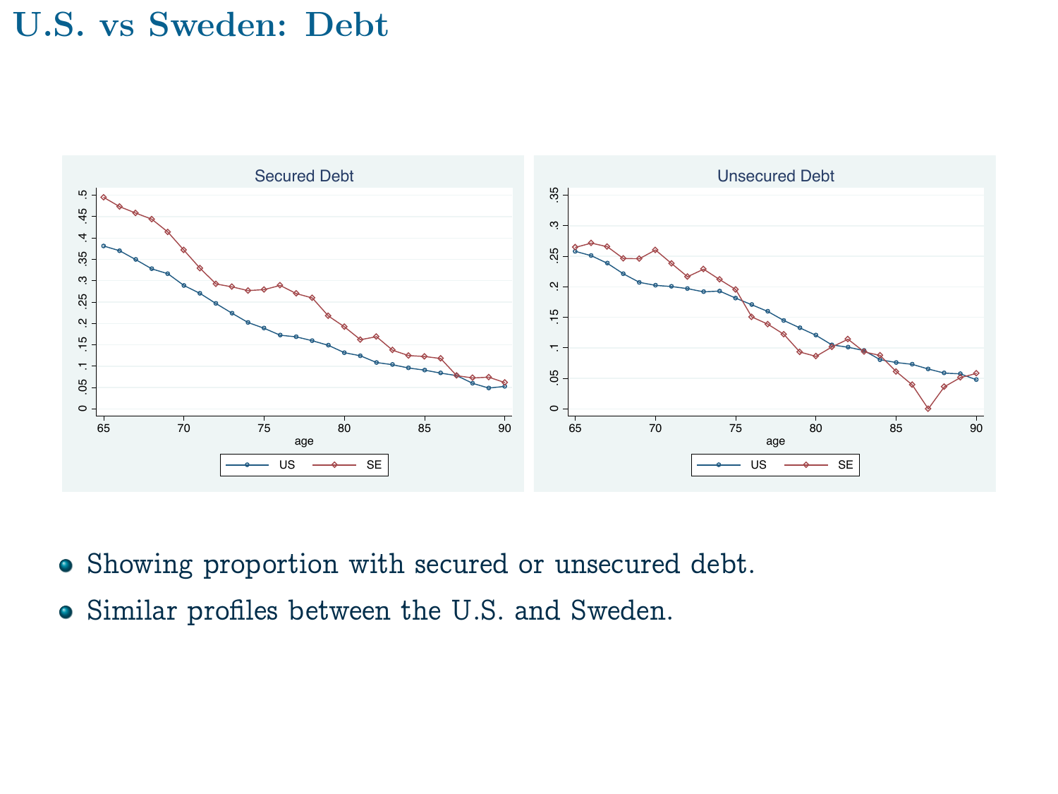# U.S. vs Sweden: Debt

- Showing proportion with secured or unsecured debt.
- Similar profiles between the U.S. and Sweden.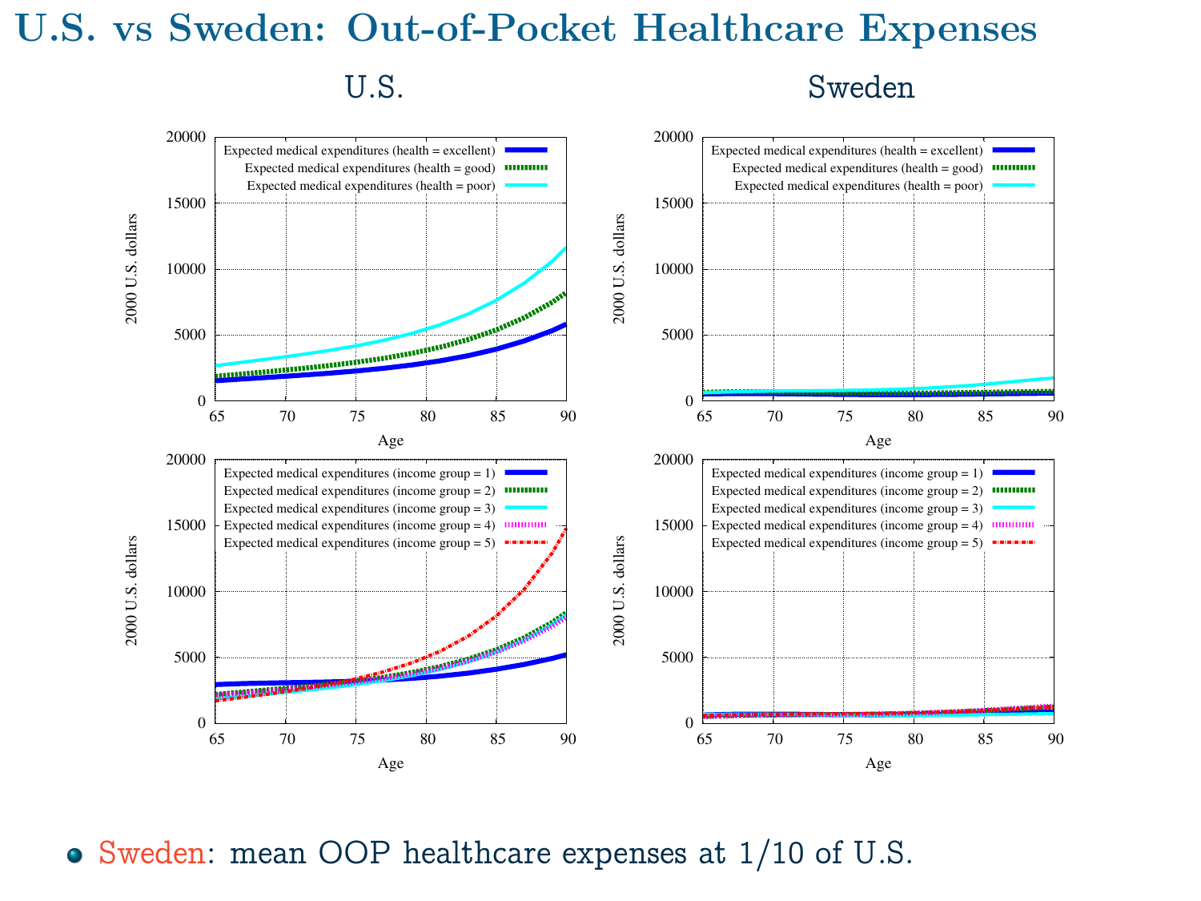# U.S. vs Sweden: Out-of-Pocket Healthcare Expenses

- Sweden: mean OOP healthcare expenses at 1/10 of U.S.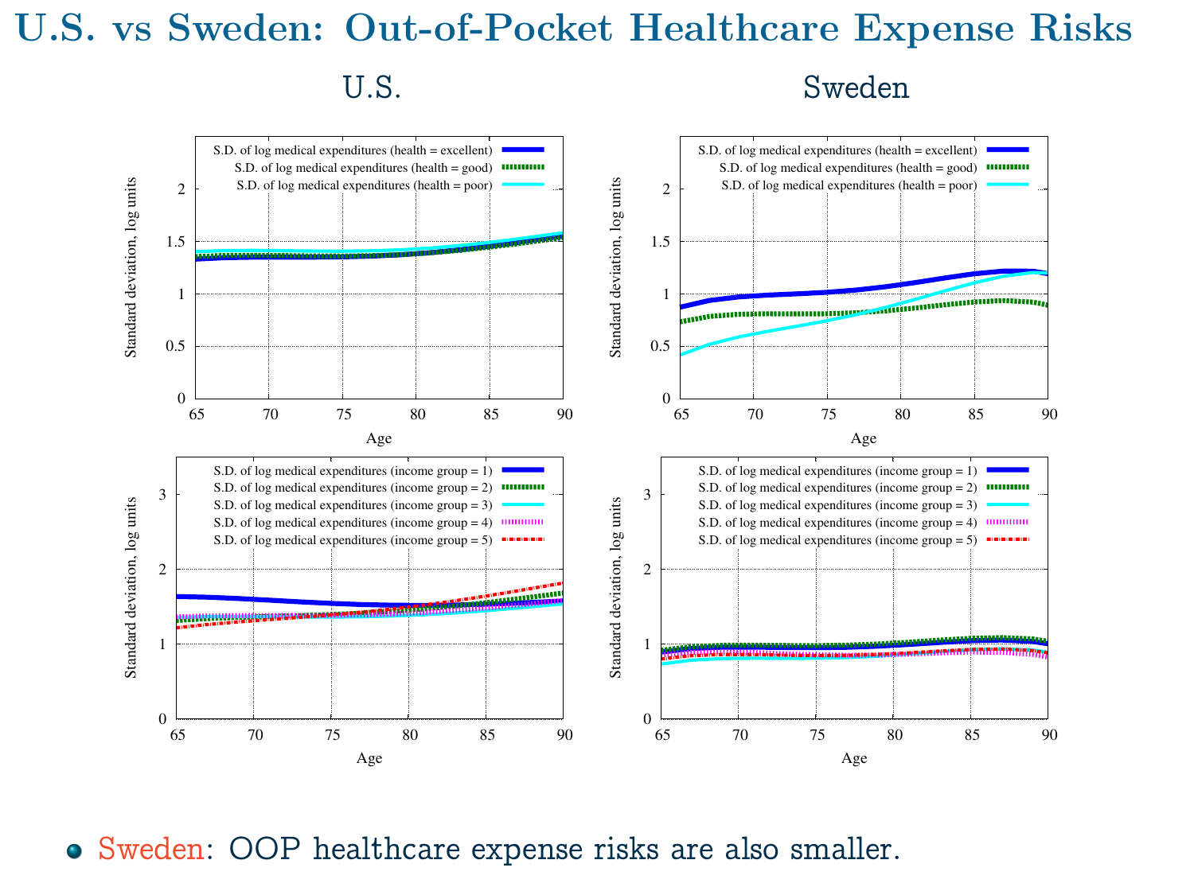# U.S. vs Sweden: Out-of-Pocket Healthcare Expense Risks

- Sweden: OOP healthcare expense risks are also smaller.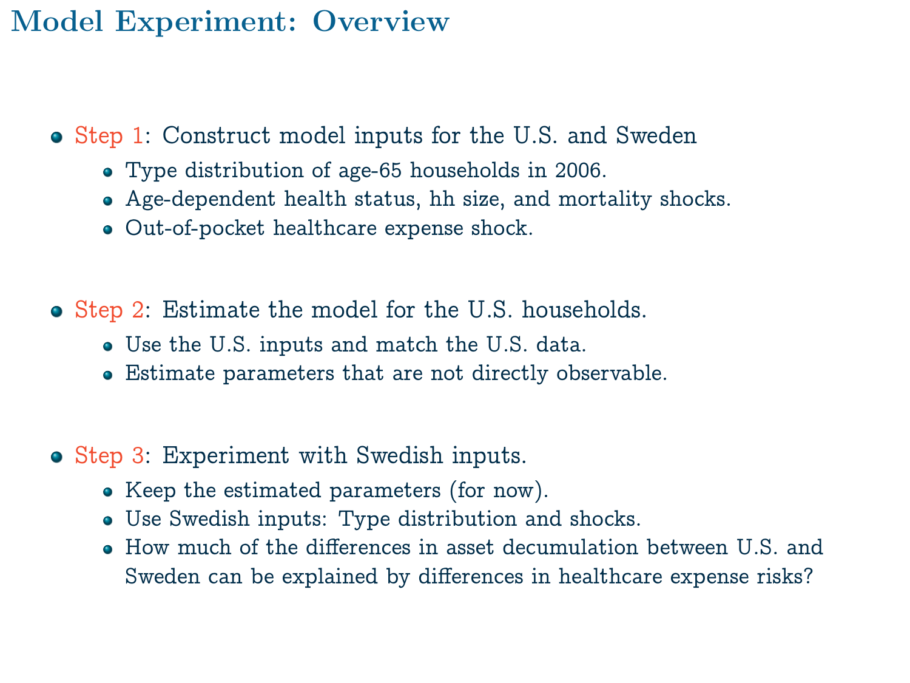# Model Experiment: Overview

- Step 1: Construct model inputs for the U.S. and Sweden
  - Type distribution of age-65 households in 2006.
  - Age-dependent health status, hh size, and mortality shocks.
  - Out-of-pocket healthcare expense shock.

- Step 2: Estimate the model for the U.S. households.
  - Use the U.S. inputs and match the U.S. data.
  - Estimate parameters that are not directly observable.

- Step 3: Experiment with Swedish inputs.
  - Keep the estimated parameters (for now).
  - Use Swedish inputs: Type distribution and shocks.
  - How much of the differences in asset decumulation between U.S. and Sweden can be explained by differences in healthcare expense risks?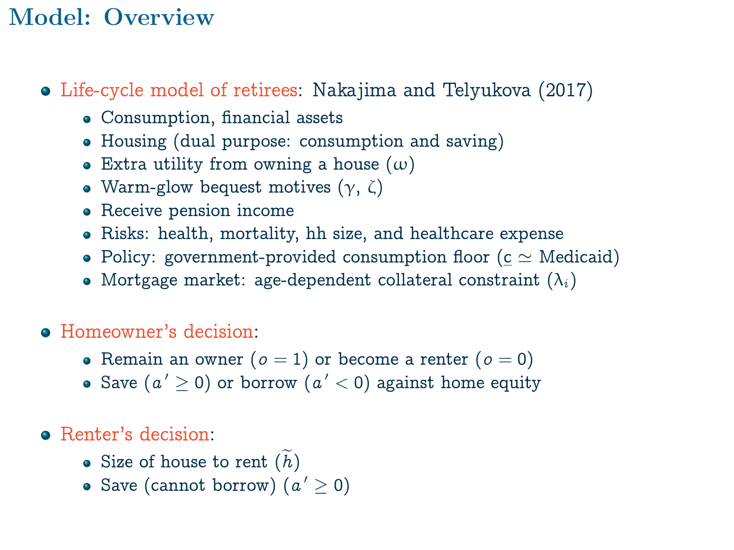# Model: Overview

- Life-cycle model of retirees: Nakajima and Telyukova (2017)
  - Consumption, financial assets
  - Housing (dual purpose: consumption and saving)
  - Extra utility from owning a house ($\omega$)
  - Warm-glow bequest motives ($\gamma$, $\zeta$)
  - Receive pension income
  - Risks: health, mortality, hh size, and healthcare expense
  - Policy: government-provided consumption floor ($\underline{c} \simeq$ Medicaid)
  - Mortgage market: age-dependent collateral constraint ($\lambda_i$)

- Homeowner's decision:
  - Remain an owner ($o = 1$) or become a renter ($o = 0$)
  - Save ($a' \geq 0$) or borrow ($a' < 0$) against home equity

- Renter's decision:
  - Size of house to rent ($\widetilde{h}$)
  - Save (cannot borrow) ($a' \geq 0$)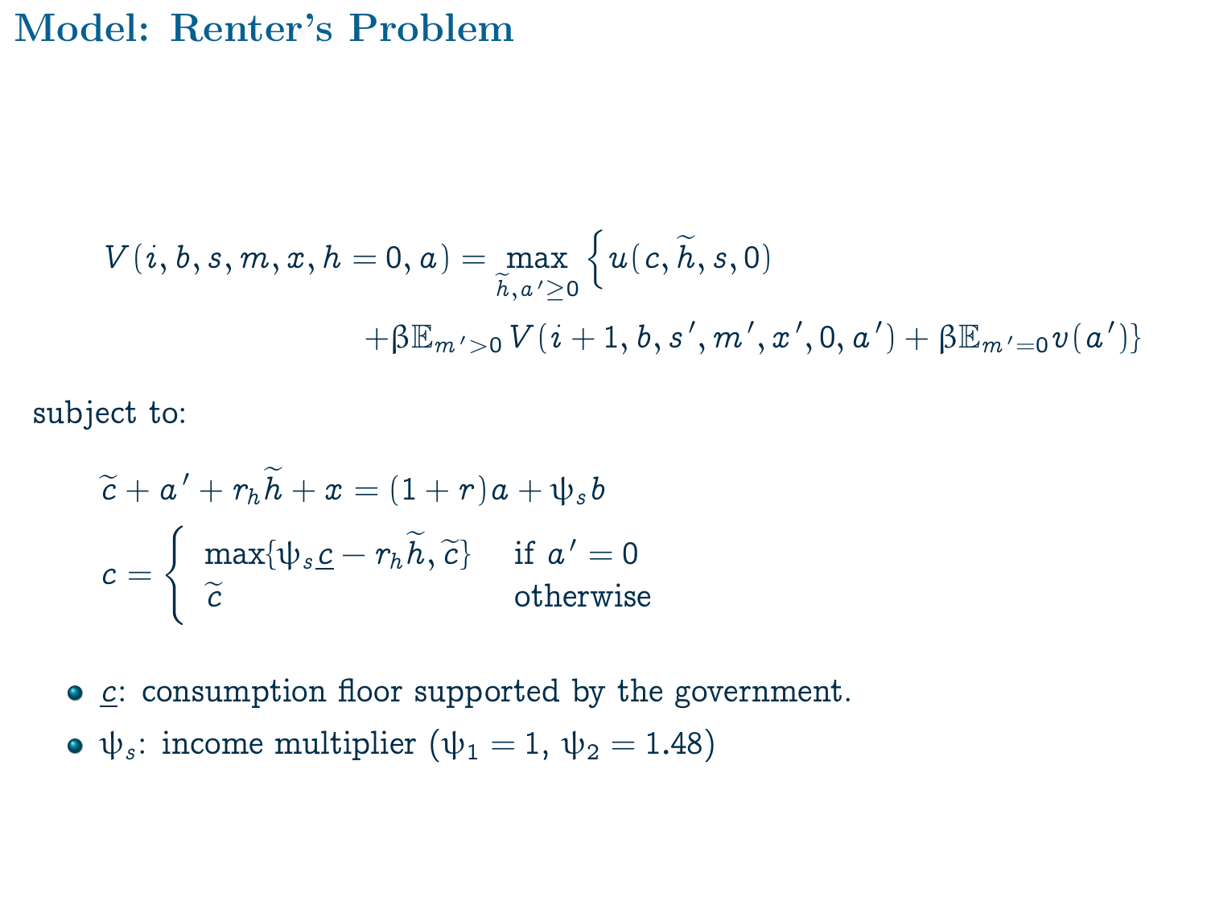# Model: Renter's Problem

$$V(i, b, s, m, x, h = 0, a) = \max_{\widetilde{h}, a' \geq 0} \Big\{ u(c, \widetilde{h}, s, 0) + \beta \mathbb{E}_{m' > 0} V(i+1, b, s', m', x', 0, a') + \beta \mathbb{E}_{m'=0} v(a') \Big\}$$

subject to:

$$\widetilde{c} + a' + r_h \widetilde{h} + x = (1+r)a + \psi_s b$$

$$c = \begin{cases} \max\{\psi_s \underline{c} - r_h \widetilde{h}, \widetilde{c}\} & \text{if } a' = 0 \\ \widetilde{c} & \text{otherwise} \end{cases}$$

- $\underline{c}$: consumption floor supported by the government.
- $\psi_s$: income multiplier ($\psi_1 = 1$, $\psi_2 = 1.48$)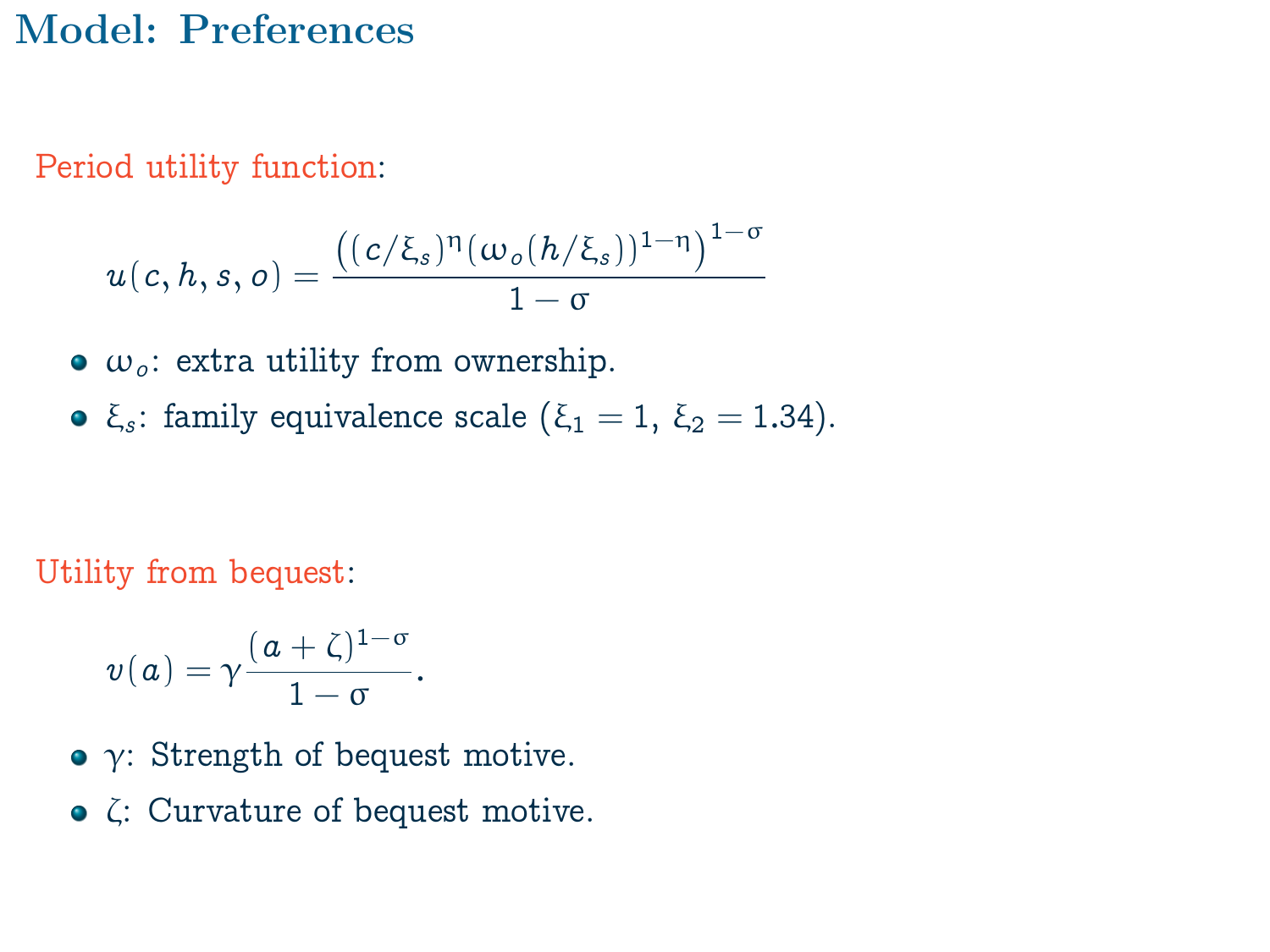# Model: Preferences

Period utility function:

$$u(c, h, s, o) = \frac{\left((c/\xi_s)^{\eta}(\omega_o(h/\xi_s))^{1-\eta}\right)^{1-\sigma}}{1-\sigma}$$

- $\omega_o$: extra utility from ownership.
- $\xi_s$: family equivalence scale ($\xi_1 = 1$, $\xi_2 = 1.34$).

Utility from bequest:

$$v(a) = \gamma \frac{(a+\zeta)^{1-\sigma}}{1-\sigma}.$$

- $\gamma$: Strength of bequest motive.
- $\zeta$: Curvature of bequest motive.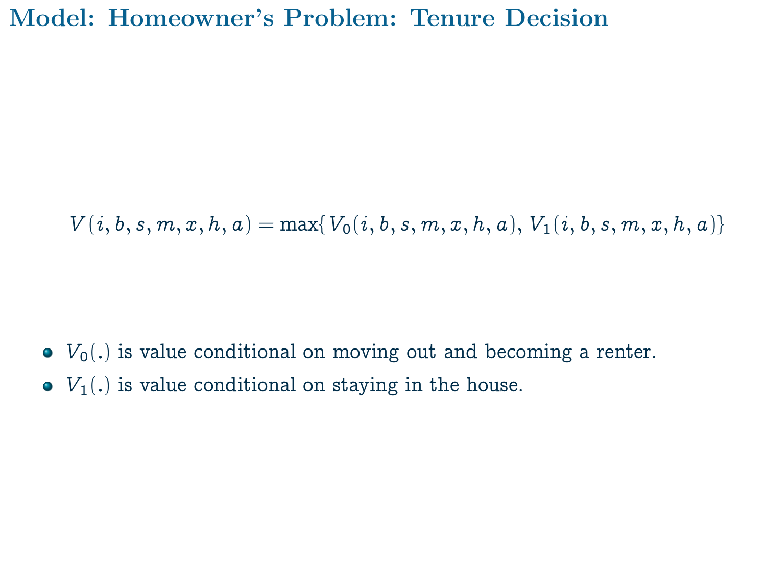# Model: Homeowner's Problem: Tenure Decision

$$V(i, b, s, m, x, h, a) = \max\{V_0(i, b, s, m, x, h, a), V_1(i, b, s, m, x, h, a)\}$$

- $V_0(.)$ is value conditional on moving out and becoming a renter.
- $V_1(.)$ is value conditional on staying in the house.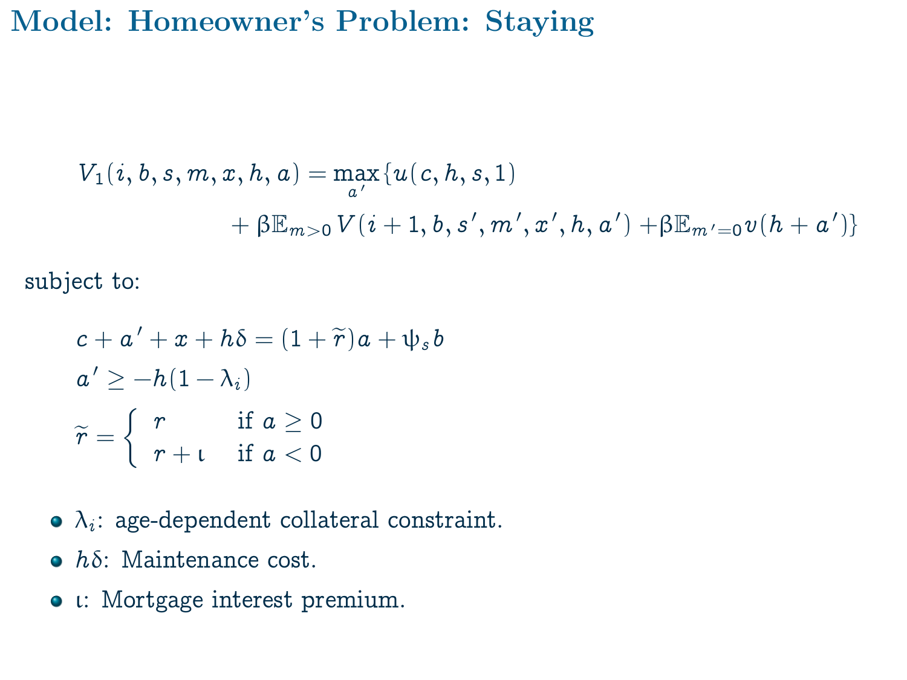# Model: Homeowner's Problem: Staying

$$V_1(i, b, s, m, x, h, a) = \max_{a'} \{u(c, h, s, 1) + \beta \mathbb{E}_{m>0} V(i+1, b, s', m', x', h, a') + \beta \mathbb{E}_{m'=0} v(h + a')\}$$

subject to:

$$c + a' + x + h\delta = (1 + \widetilde{r})a + \psi_s b$$

$$a' \geq -h(1 - \lambda_i)$$

$$\widetilde{r} = \begin{cases} r & \text{if } a \geq 0 \\ r + \iota & \text{if } a < 0 \end{cases}$$

- $\lambda_i$: age-dependent collateral constraint.
- $h\delta$: Maintenance cost.
- $\iota$: Mortgage interest premium.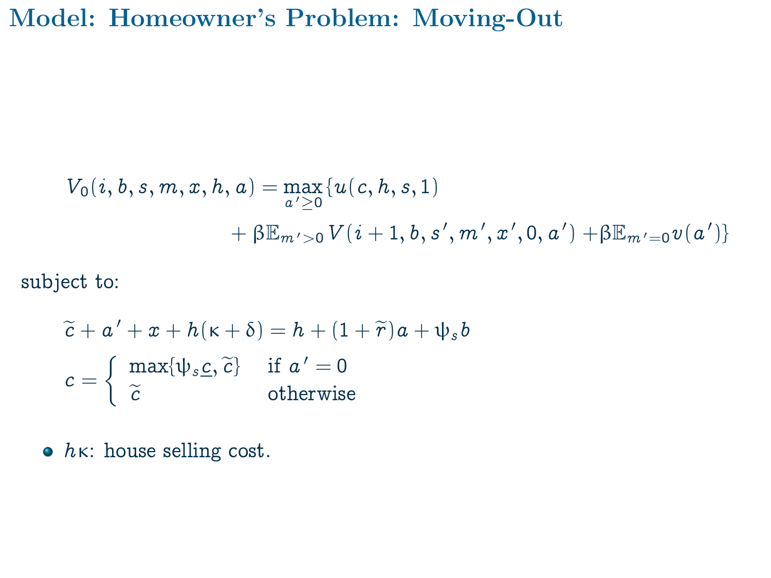# Model: Homeowner's Problem: Moving-Out

$$
\begin{aligned}
V_0(i, b, s, m, x, h, a) = \max_{a' \geq 0} \{ & u(c, h, s, 1) \\
& + \beta \mathbb{E}_{m'>0} V(i+1, b, s', m', x', 0, a') + \beta \mathbb{E}_{m'=0} v(a') \}
\end{aligned}
$$

subject to:

$$
\widetilde{c} + a' + x + h(\kappa + \delta) = h + (1 + \widetilde{r})a + \psi_s b
$$

$$
c = \begin{cases} \max\{\psi_s \underline{c}, \widetilde{c}\} & \text{if } a' = 0 \\ \widetilde{c} & \text{otherwise} \end{cases}
$$

- $h\kappa$: house selling cost.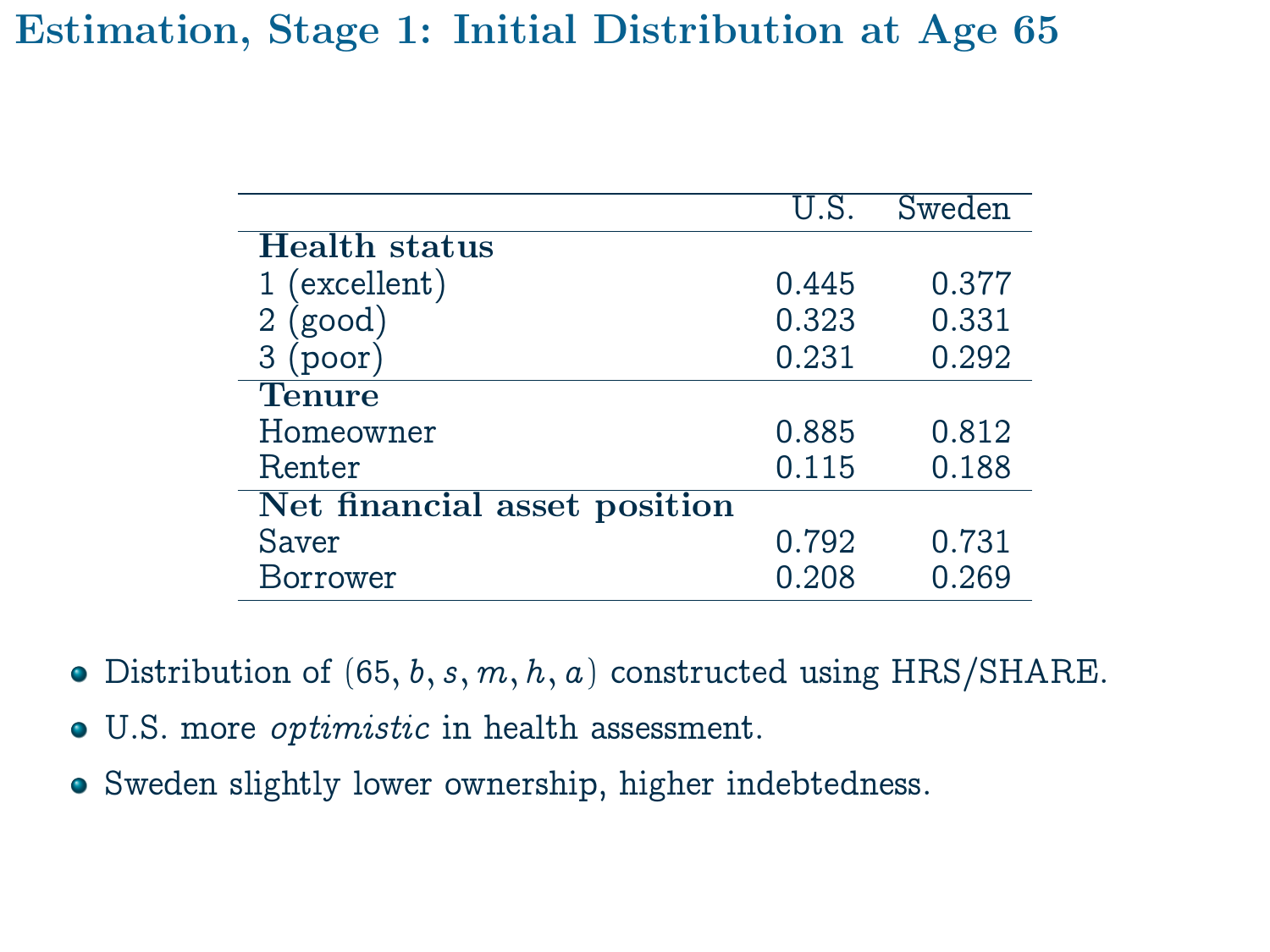# Estimation, Stage 1: Initial Distribution at Age 65

| | U.S. | Sweden |
|---|---|---|
| **Health status** | | |
| 1 (excellent) | 0.445 | 0.377 |
| 2 (good) | 0.323 | 0.331 |
| 3 (poor) | 0.231 | 0.292 |
| **Tenure** | | |
| Homeowner | 0.885 | 0.812 |
| Renter | 0.115 | 0.188 |
| **Net financial asset position** | | |
| Saver | 0.792 | 0.731 |
| Borrower | 0.208 | 0.269 |

- Distribution of $(65, b, s, m, h, a)$ constructed using HRS/SHARE.
- U.S. more *optimistic* in health assessment.
- Sweden slightly lower ownership, higher indebtedness.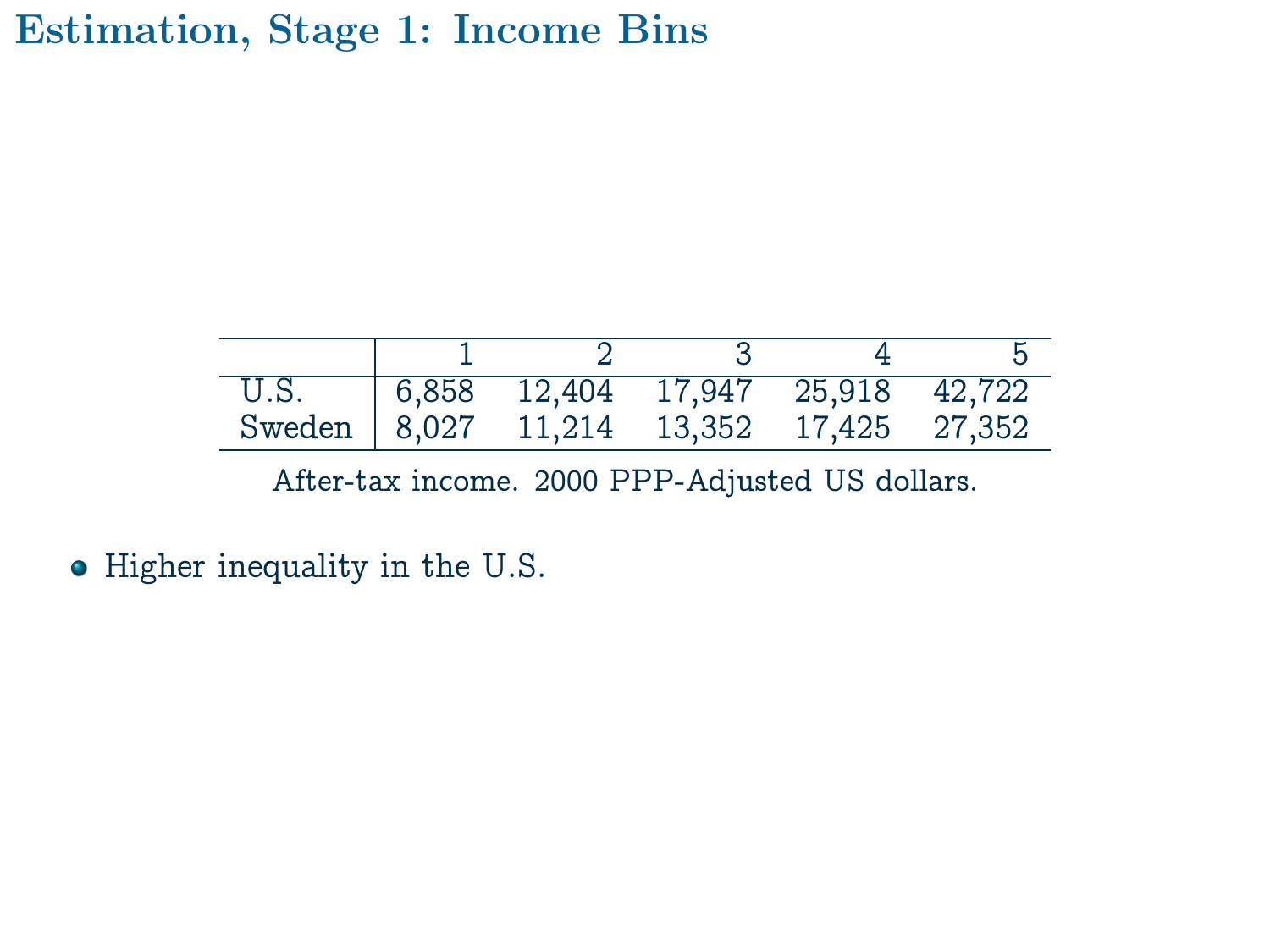# Estimation, Stage 1: Income Bins

| | 1 | 2 | 3 | 4 | 5 |
|---|---|---|---|---|---|
| U.S. | 6,858 | 12,404 | 17,947 | 25,918 | 42,722 |
| Sweden | 8,027 | 11,214 | 13,352 | 17,425 | 27,352 |

After-tax income. 2000 PPP-Adjusted US dollars.

- Higher inequality in the U.S.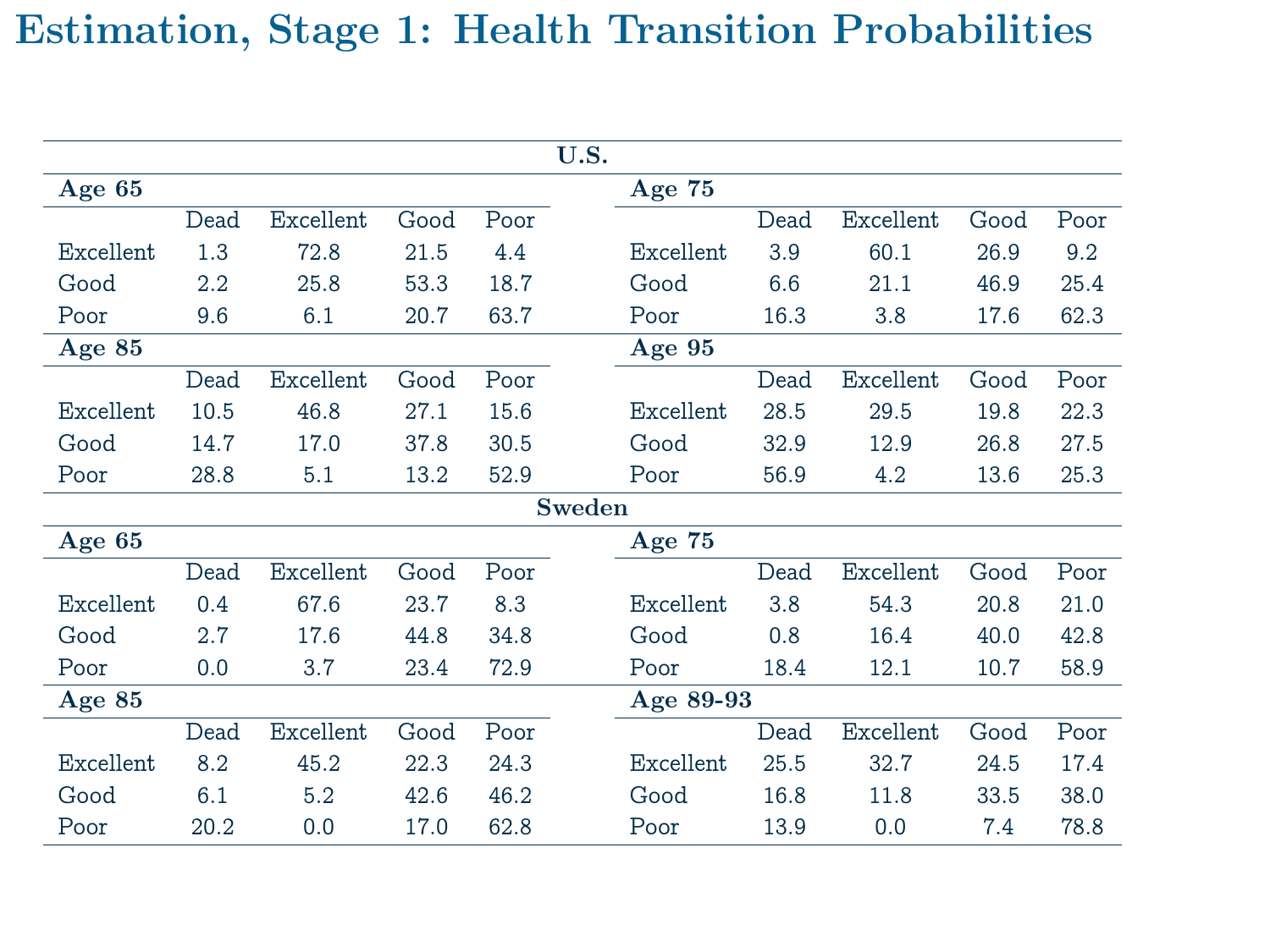# Estimation, Stage 1: Health Transition Probabilities

## U.S.

### Age 65

| | Dead | Excellent | Good | Poor |
|---|---|---|---|---|
| Excellent | 1.3 | 72.8 | 21.5 | 4.4 |
| Good | 2.2 | 25.8 | 53.3 | 18.7 |
| Poor | 9.6 | 6.1 | 20.7 | 63.7 |

### Age 75

| | Dead | Excellent | Good | Poor |
|---|---|---|---|---|
| Excellent | 3.9 | 60.1 | 26.9 | 9.2 |
| Good | 6.6 | 21.1 | 46.9 | 25.4 |
| Poor | 16.3 | 3.8 | 17.6 | 62.3 |

### Age 85

| | Dead | Excellent | Good | Poor |
|---|---|---|---|---|
| Excellent | 10.5 | 46.8 | 27.1 | 15.6 |
| Good | 14.7 | 17.0 | 37.8 | 30.5 |
| Poor | 28.8 | 5.1 | 13.2 | 52.9 |

### Age 95

| | Dead | Excellent | Good | Poor |
|---|---|---|---|---|
| Excellent | 28.5 | 29.5 | 19.8 | 22.3 |
| Good | 32.9 | 12.9 | 26.8 | 27.5 |
| Poor | 56.9 | 4.2 | 13.6 | 25.3 |

## Sweden

### Age 65

| | Dead | Excellent | Good | Poor |
|---|---|---|---|---|
| Excellent | 0.4 | 67.6 | 23.7 | 8.3 |
| Good | 2.7 | 17.6 | 44.8 | 34.8 |
| Poor | 0.0 | 3.7 | 23.4 | 72.9 |

### Age 75

| | Dead | Excellent | Good | Poor |
|---|---|---|---|---|
| Excellent | 3.8 | 54.3 | 20.8 | 21.0 |
| Good | 0.8 | 16.4 | 40.0 | 42.8 |
| Poor | 18.4 | 12.1 | 10.7 | 58.9 |

### Age 85

| | Dead | Excellent | Good | Poor |
|---|---|---|---|---|
| Excellent | 8.2 | 45.2 | 22.3 | 24.3 |
| Good | 6.1 | 5.2 | 42.6 | 46.2 |
| Poor | 20.2 | 0.0 | 17.0 | 62.8 |

### Age 89-93

| | Dead | Excellent | Good | Poor |
|---|---|---|---|---|
| Excellent | 25.5 | 32.7 | 24.5 | 17.4 |
| Good | 16.8 | 11.8 | 33.5 | 38.0 |
| Poor | 13.9 | 0.0 | 7.4 | 78.8 |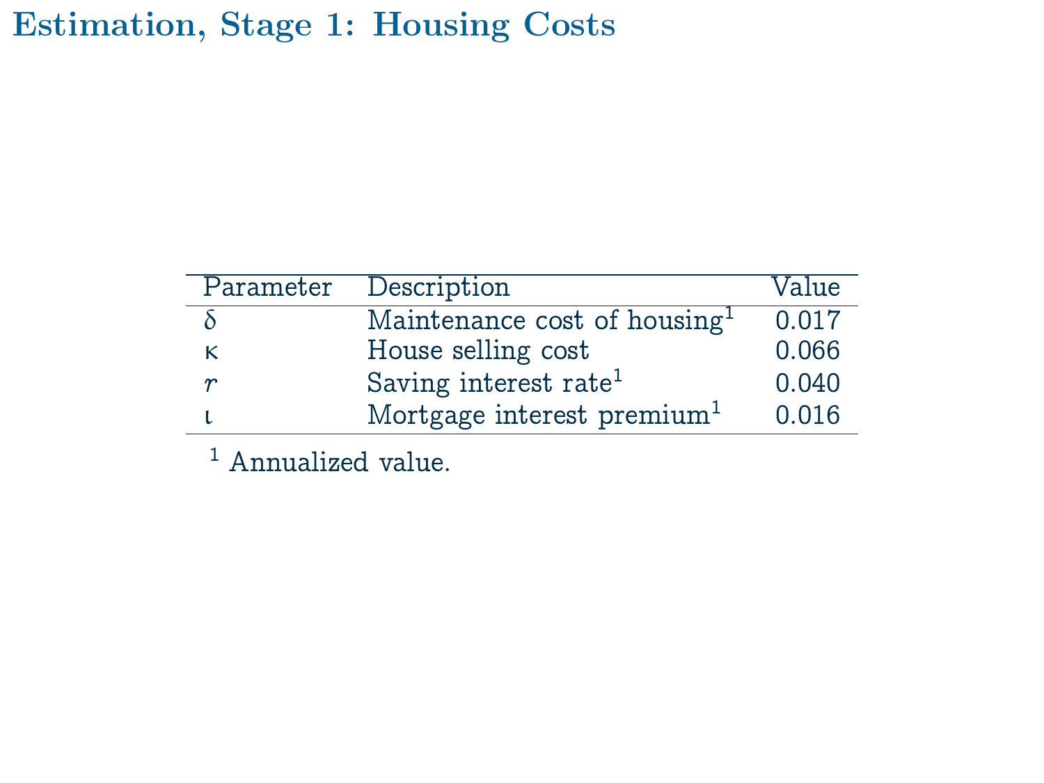# Estimation, Stage 1: Housing Costs

| Parameter | Description | Value |
|---|---|---|
| $\delta$ | Maintenance cost of housing[1] | 0.017 |
| $\kappa$ | House selling cost | 0.066 |
| $r$ | Saving interest rate[1] | 0.040 |
| $\iota$ | Mortgage interest premium[1] | 0.016 |

[1] Annualized value.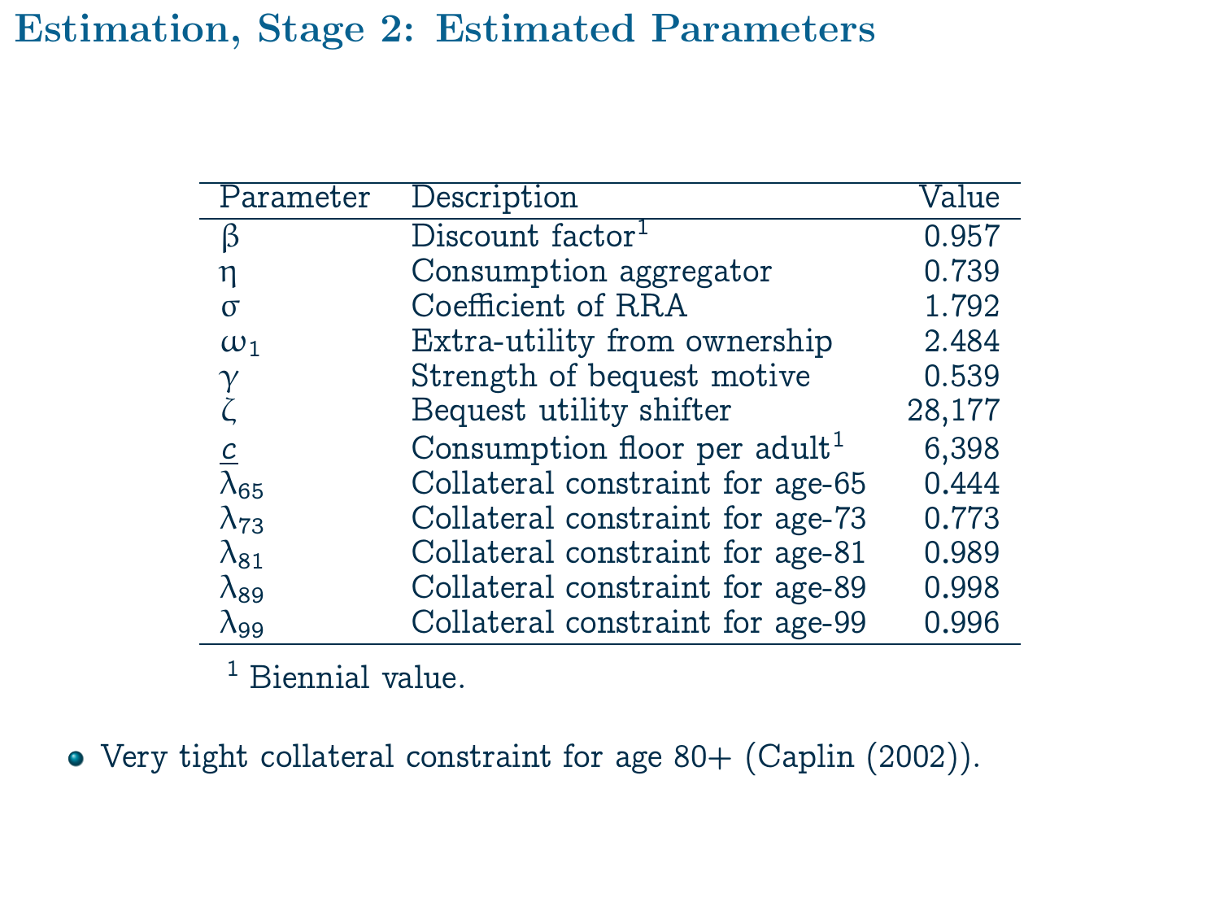# Estimation, Stage 2: Estimated Parameters

| Parameter | Description | Value |
|---|---|---|
| $\beta$ | Discount factor[1] | 0.957 |
| $\eta$ | Consumption aggregator | 0.739 |
| $\sigma$ | Coefficient of RRA | 1.792 |
| $\omega_1$ | Extra-utility from ownership | 2.484 |
| $\gamma$ | Strength of bequest motive | 0.539 |
| $\zeta$ | Bequest utility shifter | 28,177 |
| $\underline{c}$ | Consumption floor per adult[1] | 6,398 |
| $\lambda_{65}$ | Collateral constraint for age-65 | 0.444 |
| $\lambda_{73}$ | Collateral constraint for age-73 | 0.773 |
| $\lambda_{81}$ | Collateral constraint for age-81 | 0.989 |
| $\lambda_{89}$ | Collateral constraint for age-89 | 0.998 |
| $\lambda_{99}$ | Collateral constraint for age-99 | 0.996 |

[1] Biennial value.

- Very tight collateral constraint for age 80+ (Caplin (2002)).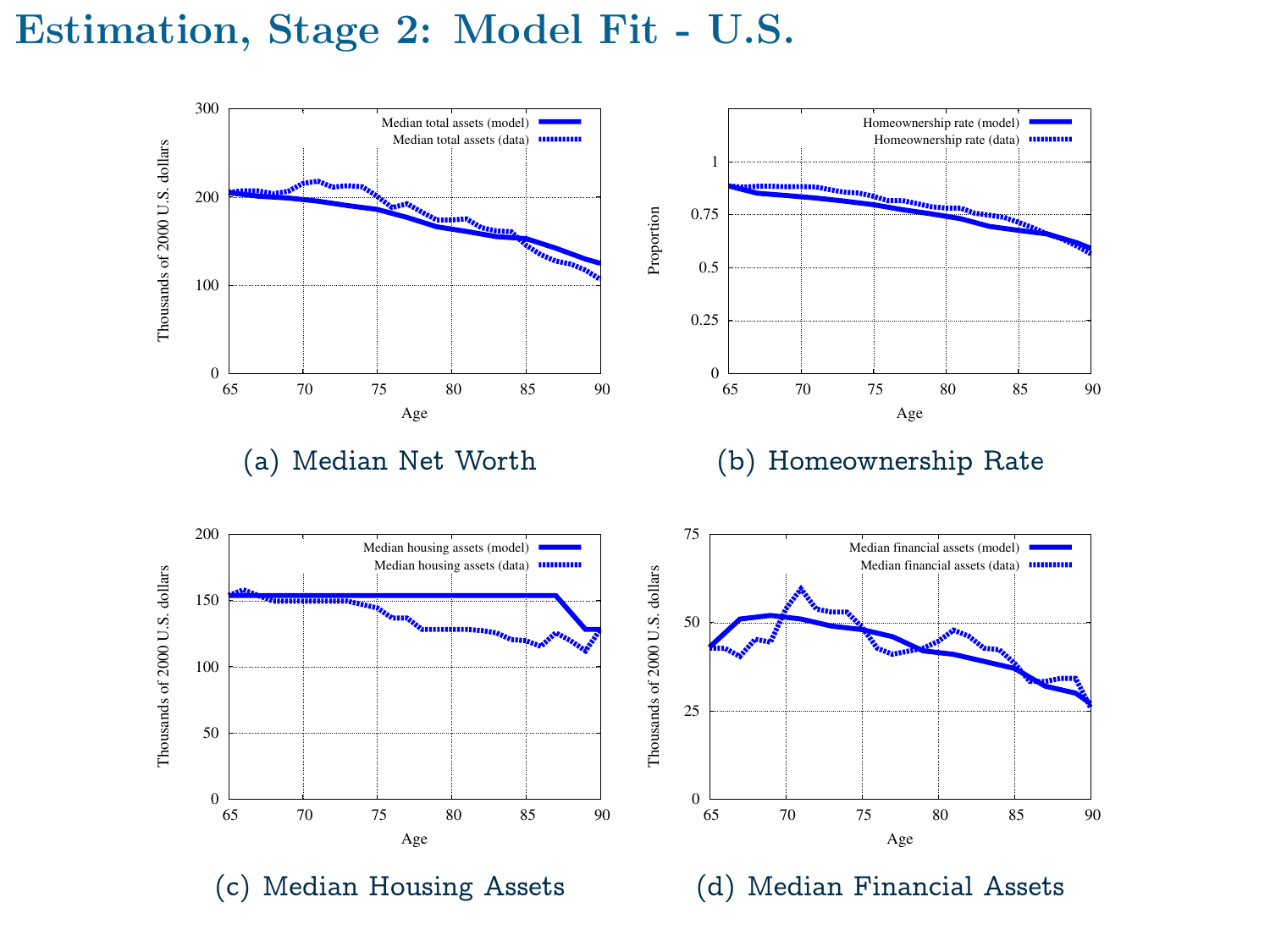# Estimation, Stage 2: Model Fit - U.S.

(a) Median Net Worth

(b) Homeownership Rate

(c) Median Housing Assets

(d) Median Financial Assets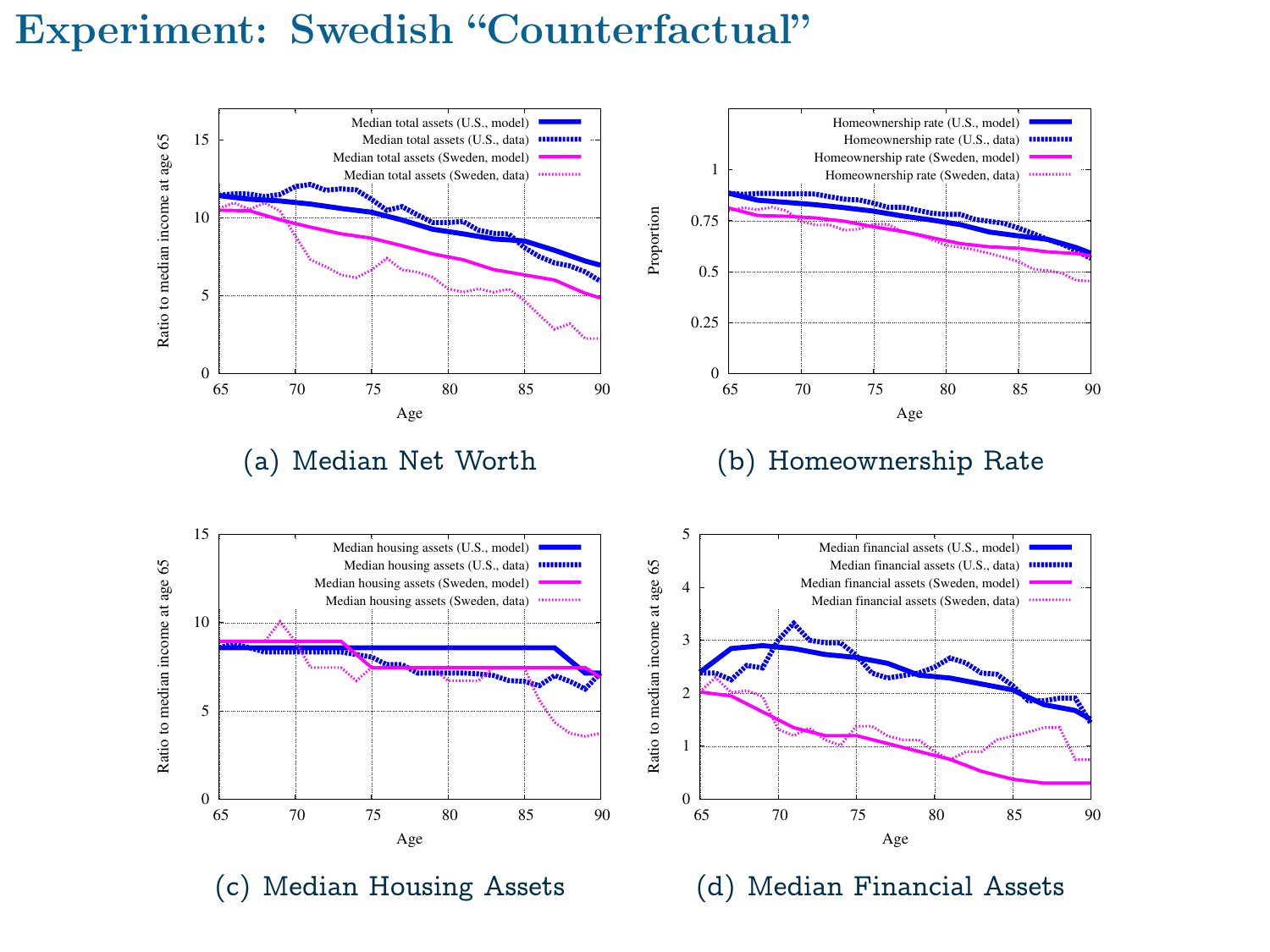# Experiment: Swedish "Counterfactual"

(a) Median Net Worth

(b) Homeownership Rate

(c) Median Housing Assets

(d) Median Financial Assets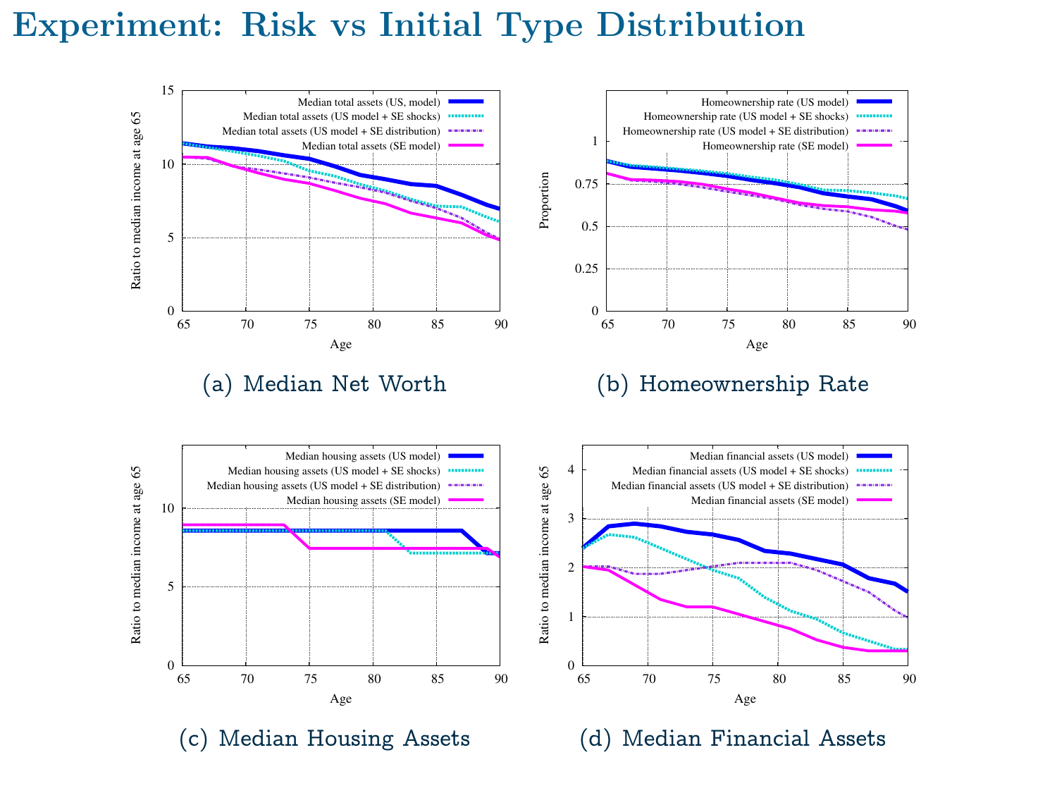# Experiment: Risk vs Initial Type Distribution

(a) Median Net Worth

(b) Homeownership Rate

(c) Median Housing Assets

(d) Median Financial Assets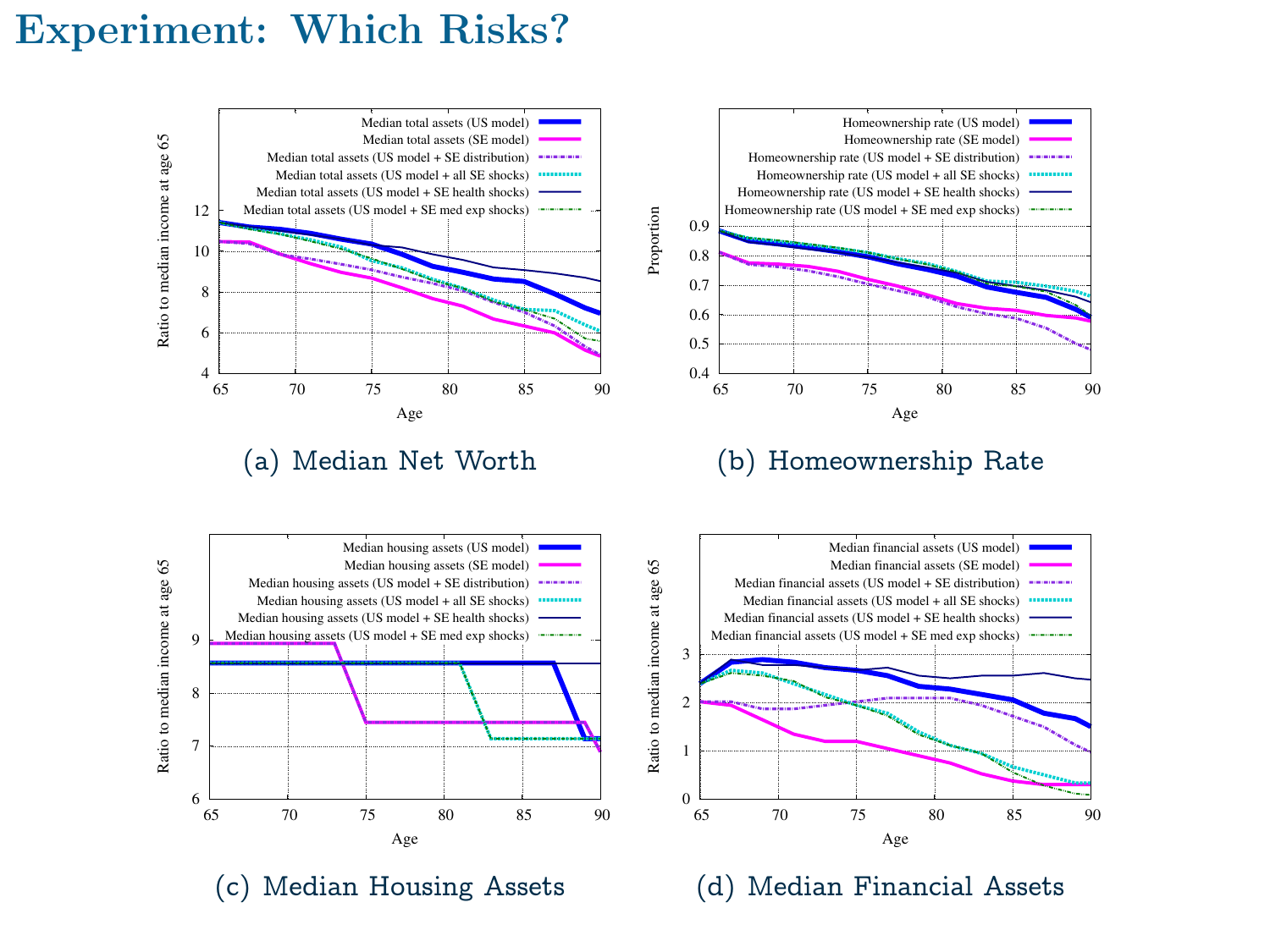# Experiment: Which Risks?

(a) Median Net Worth

(b) Homeownership Rate

(c) Median Housing Assets

(d) Median Financial Assets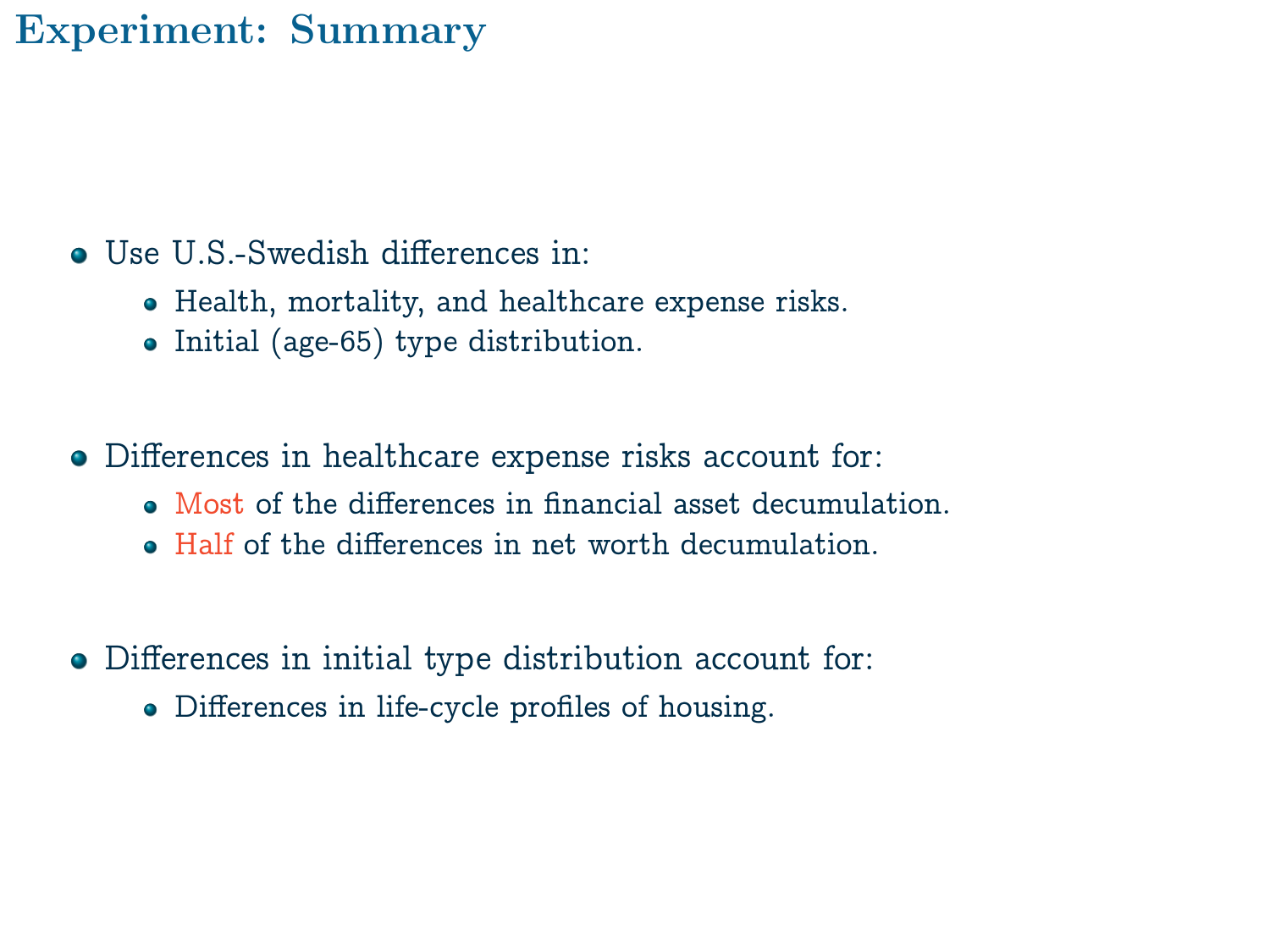# Experiment: Summary

- Use U.S.-Swedish differences in:
  - Health, mortality, and healthcare expense risks.
  - Initial (age-65) type distribution.

- Differences in healthcare expense risks account for:
  - Most of the differences in financial asset decumulation.
  - Half of the differences in net worth decumulation.

- Differences in initial type distribution account for:
  - Differences in life-cycle profiles of housing.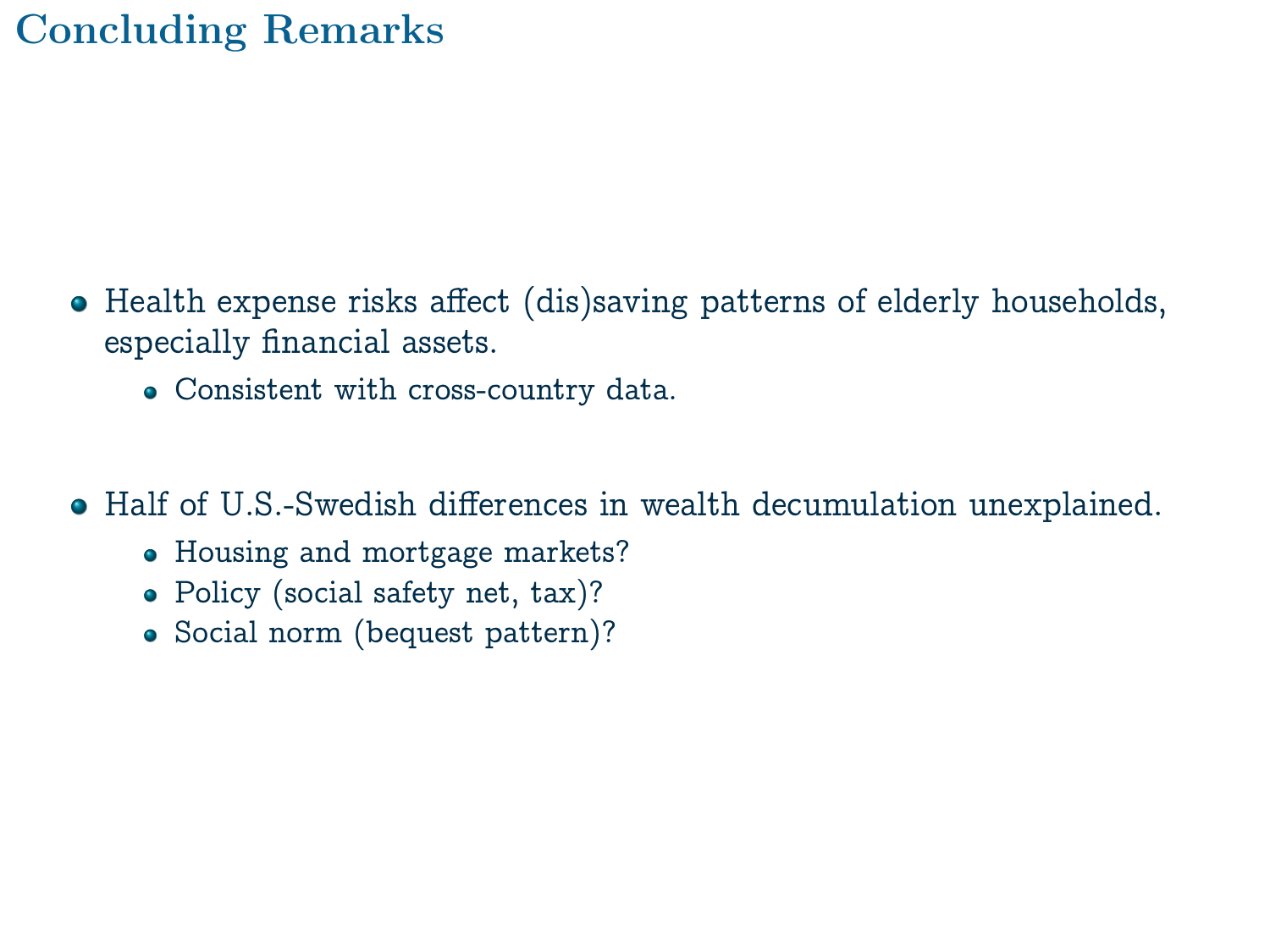# Concluding Remarks

- Health expense risks affect (dis)saving patterns of elderly households, especially financial assets.
  - Consistent with cross-country data.
- Half of U.S.-Swedish differences in wealth decumulation unexplained.
  - Housing and mortgage markets?
  - Policy (social safety net, tax)?
  - Social norm (bequest pattern)?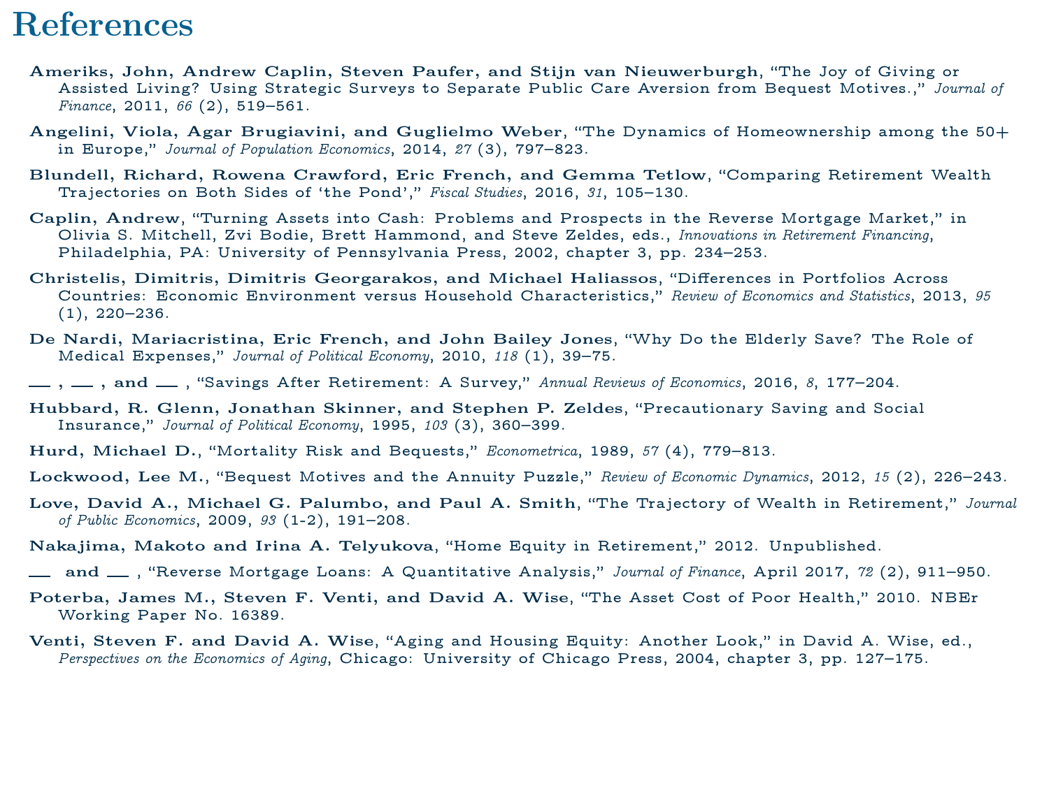# References

**Ameriks, John, Andrew Caplin, Steven Paufer, and Stijn van Nieuwerburgh**, "The Joy of Giving or Assisted Living? Using Strategic Surveys to Separate Public Care Aversion from Bequest Motives.," *Journal of Finance*, 2011, *66* (2), 519–561.

**Angelini, Viola, Agar Brugiavini, and Guglielmo Weber**, "The Dynamics of Homeownership among the 50+ in Europe," *Journal of Population Economics*, 2014, *27* (3), 797–823.

**Blundell, Richard, Rowena Crawford, Eric French, and Gemma Tetlow**, "Comparing Retirement Wealth Trajectories on Both Sides of 'the Pond'," *Fiscal Studies*, 2016, *31*, 105–130.

**Caplin, Andrew**, "Turning Assets into Cash: Problems and Prospects in the Reverse Mortgage Market," in Olivia S. Mitchell, Zvi Bodie, Brett Hammond, and Steve Zeldes, eds., *Innovations in Retirement Financing*, Philadelphia, PA: University of Pennsylvania Press, 2002, chapter 3, pp. 234–253.

**Christelis, Dimitris, Dimitris Georgarakos, and Michael Haliassos**, "Differences in Portfolios Across Countries: Economic Environment versus Household Characteristics," *Review of Economics and Statistics*, 2013, *95* (1), 220–236.

**De Nardi, Mariacristina, Eric French, and John Bailey Jones**, "Why Do the Elderly Save? The Role of Medical Expenses," *Journal of Political Economy*, 2010, *118* (1), 39–75.

**\_\_, \_\_, and \_\_**, "Savings After Retirement: A Survey," *Annual Reviews of Economics*, 2016, *8*, 177–204.

**Hubbard, R. Glenn, Jonathan Skinner, and Stephen P. Zeldes**, "Precautionary Saving and Social Insurance," *Journal of Political Economy*, 1995, *103* (3), 360–399.

**Hurd, Michael D.**, "Mortality Risk and Bequests," *Econometrica*, 1989, *57* (4), 779–813.

**Lockwood, Lee M.**, "Bequest Motives and the Annuity Puzzle," *Review of Economic Dynamics*, 2012, *15* (2), 226–243.

**Love, David A., Michael G. Palumbo, and Paul A. Smith**, "The Trajectory of Wealth in Retirement," *Journal of Public Economics*, 2009, *93* (1-2), 191–208.

**Nakajima, Makoto and Irina A. Telyukova**, "Home Equity in Retirement," 2012. Unpublished.

**\_\_ and \_\_**, "Reverse Mortgage Loans: A Quantitative Analysis," *Journal of Finance*, April 2017, *72* (2), 911–950.

**Poterba, James M., Steven F. Venti, and David A. Wise**, "The Asset Cost of Poor Health," 2010. NBEr Working Paper No. 16389.

**Venti, Steven F. and David A. Wise**, "Aging and Housing Equity: Another Look," in David A. Wise, ed., *Perspectives on the Economics of Aging*, Chicago: University of Chicago Press, 2004, chapter 3, pp. 127–175.